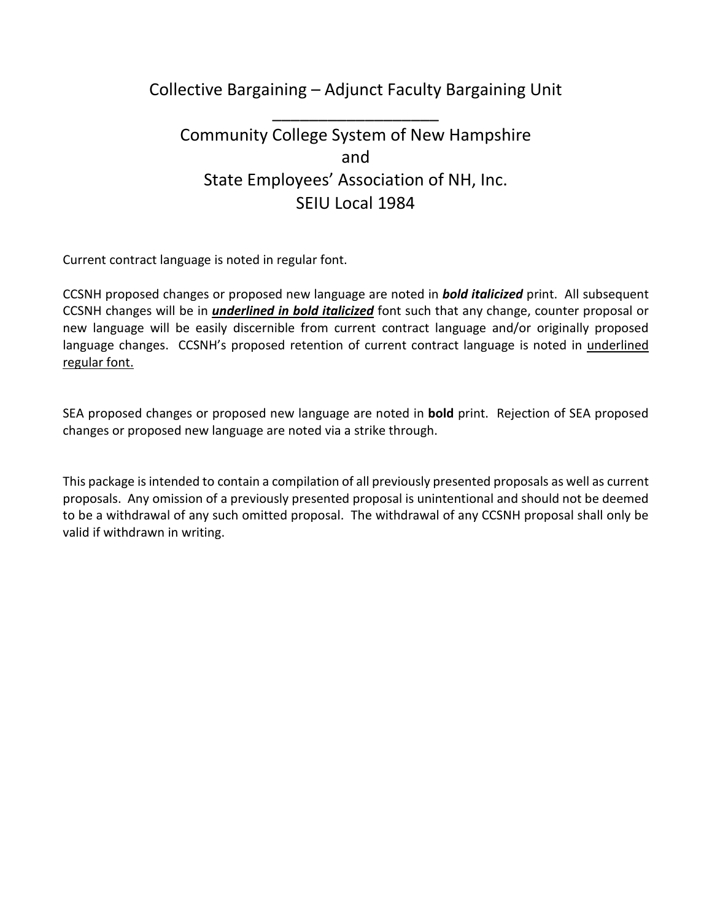# Collective Bargaining – Adjunct Faculty Bargaining Unit

## Community College System of New Hampshire
## and
## State Employees' Association of NH, Inc.
## SEIU Local 1984

Current contract language is noted in regular font.

CCSNH proposed changes or proposed new language are noted in ***bold italicized*** print. All subsequent CCSNH changes will be in <u>***underlined in bold italicized***</u> font such that any change, counter proposal or new language will be easily discernible from current contract language and/or originally proposed language changes. CCSNH's proposed retention of current contract language is noted in <u>underlined regular font.</u>

SEA proposed changes or proposed new language are noted in **bold** print. Rejection of SEA proposed changes or proposed new language are noted via a strike through.

This package is intended to contain a compilation of all previously presented proposals as well as current proposals. Any omission of a previously presented proposal is unintentional and should not be deemed to be a withdrawal of any such omitted proposal. The withdrawal of any CCSNH proposal shall only be valid if withdrawn in writing.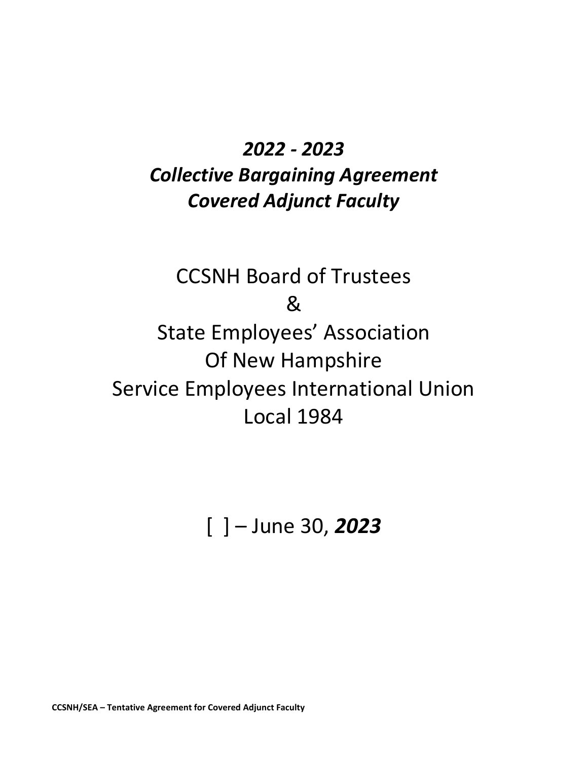# *2022 - 2023*
# *Collective Bargaining Agreement*
# *Covered Adjunct Faculty*

CCSNH Board of Trustees

&

State Employees' Association

Of New Hampshire

Service Employees International Union

Local 1984

[ ] – June 30, ***2023***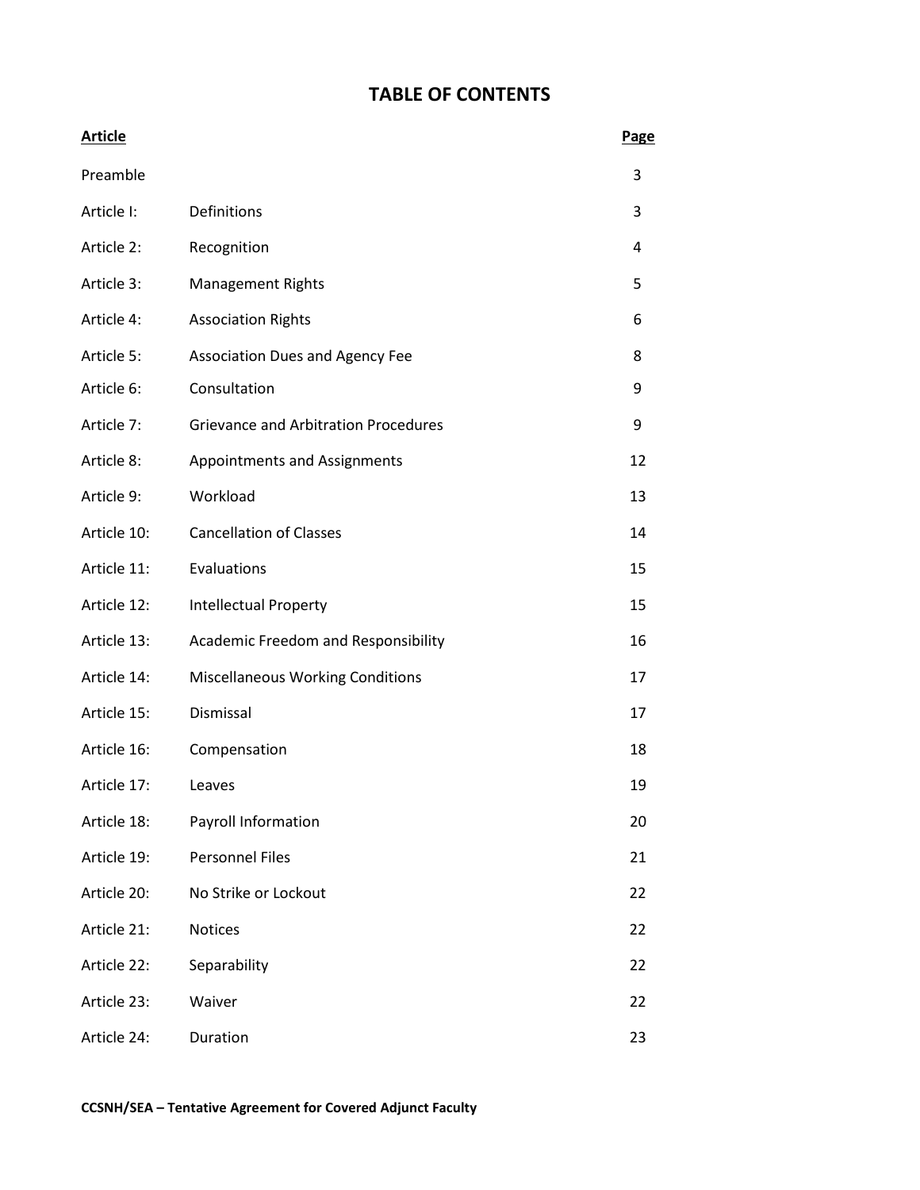# TABLE OF CONTENTS

| Article | | Page |
|---|---|---|
| Preamble | | 3 |
| Article I: | Definitions | 3 |
| Article 2: | Recognition | 4 |
| Article 3: | Management Rights | 5 |
| Article 4: | Association Rights | 6 |
| Article 5: | Association Dues and Agency Fee | 8 |
| Article 6: | Consultation | 9 |
| Article 7: | Grievance and Arbitration Procedures | 9 |
| Article 8: | Appointments and Assignments | 12 |
| Article 9: | Workload | 13 |
| Article 10: | Cancellation of Classes | 14 |
| Article 11: | Evaluations | 15 |
| Article 12: | Intellectual Property | 15 |
| Article 13: | Academic Freedom and Responsibility | 16 |
| Article 14: | Miscellaneous Working Conditions | 17 |
| Article 15: | Dismissal | 17 |
| Article 16: | Compensation | 18 |
| Article 17: | Leaves | 19 |
| Article 18: | Payroll Information | 20 |
| Article 19: | Personnel Files | 21 |
| Article 20: | No Strike or Lockout | 22 |
| Article 21: | Notices | 22 |
| Article 22: | Separability | 22 |
| Article 23: | Waiver | 22 |
| Article 24: | Duration | 23 |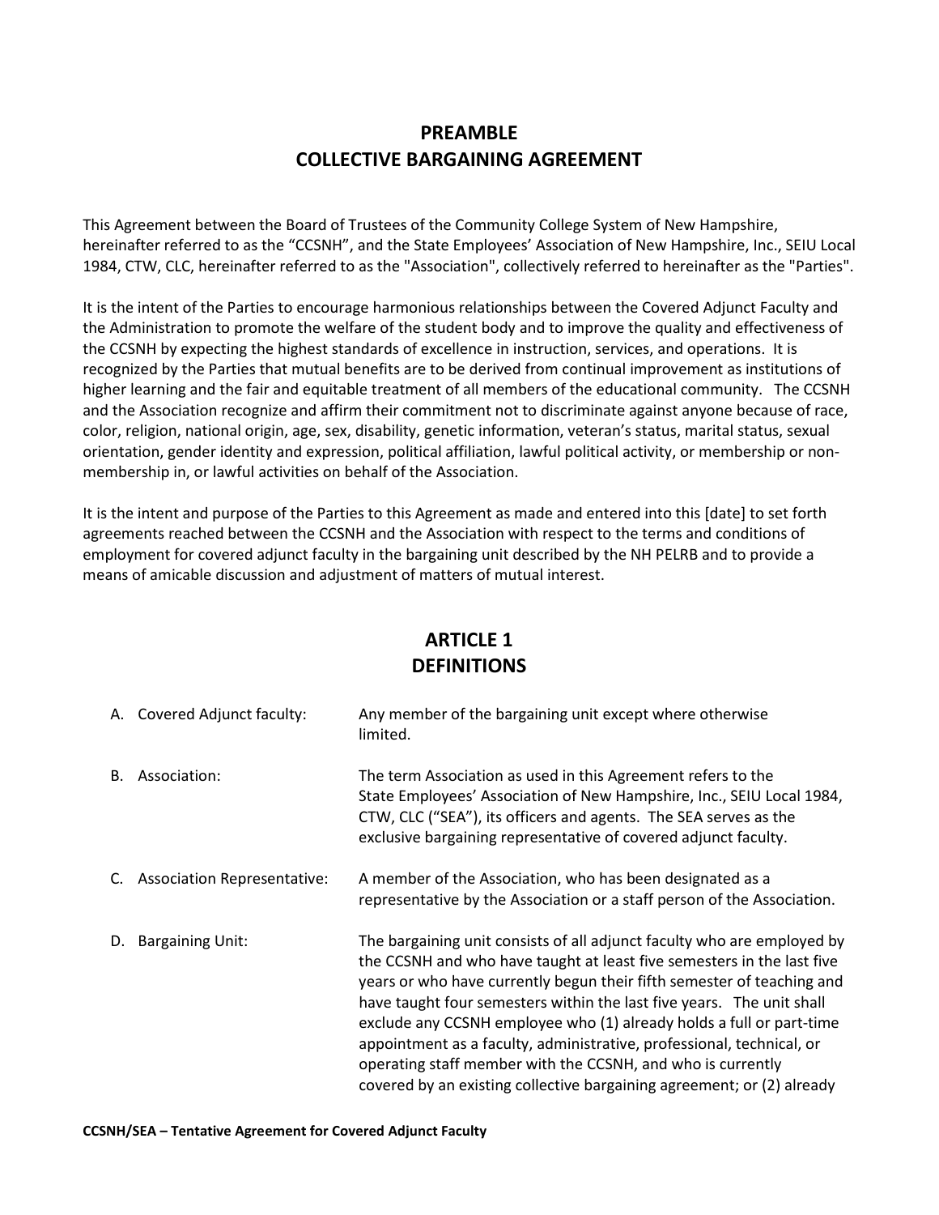## PREAMBLE
## COLLECTIVE BARGAINING AGREEMENT

This Agreement between the Board of Trustees of the Community College System of New Hampshire, hereinafter referred to as the "CCSNH", and the State Employees' Association of New Hampshire, Inc., SEIU Local 1984, CTW, CLC, hereinafter referred to as the "Association", collectively referred to hereinafter as the "Parties".

It is the intent of the Parties to encourage harmonious relationships between the Covered Adjunct Faculty and the Administration to promote the welfare of the student body and to improve the quality and effectiveness of the CCSNH by expecting the highest standards of excellence in instruction, services, and operations. It is recognized by the Parties that mutual benefits are to be derived from continual improvement as institutions of higher learning and the fair and equitable treatment of all members of the educational community. The CCSNH and the Association recognize and affirm their commitment not to discriminate against anyone because of race, color, religion, national origin, age, sex, disability, genetic information, veteran's status, marital status, sexual orientation, gender identity and expression, political affiliation, lawful political activity, or membership or non-membership in, or lawful activities on behalf of the Association.

It is the intent and purpose of the Parties to this Agreement as made and entered into this [date] to set forth agreements reached between the CCSNH and the Association with respect to the terms and conditions of employment for covered adjunct faculty in the bargaining unit described by the NH PELRB and to provide a means of amicable discussion and adjustment of matters of mutual interest.

## ARTICLE 1
## DEFINITIONS

A. Covered Adjunct faculty: Any member of the bargaining unit except where otherwise limited.

B. Association: The term Association as used in this Agreement refers to the State Employees' Association of New Hampshire, Inc., SEIU Local 1984, CTW, CLC ("SEA"), its officers and agents. The SEA serves as the exclusive bargaining representative of covered adjunct faculty.

C. Association Representative: A member of the Association, who has been designated as a representative by the Association or a staff person of the Association.

D. Bargaining Unit: The bargaining unit consists of all adjunct faculty who are employed by the CCSNH and who have taught at least five semesters in the last five years or who have currently begun their fifth semester of teaching and have taught four semesters within the last five years. The unit shall exclude any CCSNH employee who (1) already holds a full or part-time appointment as a faculty, administrative, professional, technical, or operating staff member with the CCSNH, and who is currently covered by an existing collective bargaining agreement; or (2) already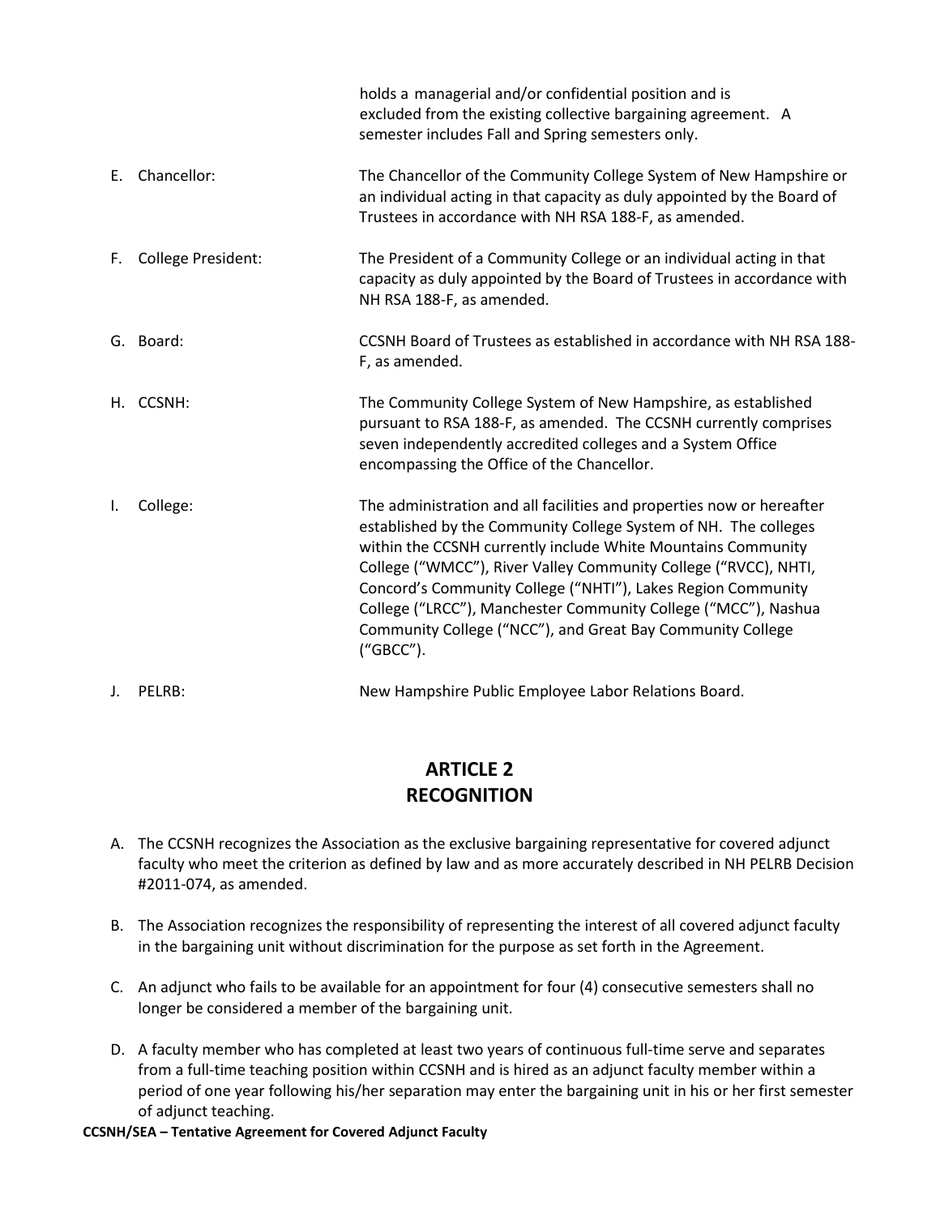holds a managerial and/or confidential position and is excluded from the existing collective bargaining agreement. A semester includes Fall and Spring semesters only.

E. Chancellor: The Chancellor of the Community College System of New Hampshire or an individual acting in that capacity as duly appointed by the Board of Trustees in accordance with NH RSA 188-F, as amended.

F. College President: The President of a Community College or an individual acting in that capacity as duly appointed by the Board of Trustees in accordance with NH RSA 188-F, as amended.

G. Board: CCSNH Board of Trustees as established in accordance with NH RSA 188-F, as amended.

H. CCSNH: The Community College System of New Hampshire, as established pursuant to RSA 188-F, as amended. The CCSNH currently comprises seven independently accredited colleges and a System Office encompassing the Office of the Chancellor.

I. College: The administration and all facilities and properties now or hereafter established by the Community College System of NH. The colleges within the CCSNH currently include White Mountains Community College ("WMCC"), River Valley Community College ("RVCC), NHTI, Concord's Community College ("NHTI"), Lakes Region Community College ("LRCC"), Manchester Community College ("MCC"), Nashua Community College ("NCC"), and Great Bay Community College ("GBCC").

J. PELRB: New Hampshire Public Employee Labor Relations Board.

## ARTICLE 2
## RECOGNITION

A. The CCSNH recognizes the Association as the exclusive bargaining representative for covered adjunct faculty who meet the criterion as defined by law and as more accurately described in NH PELRB Decision #2011-074, as amended.

B. The Association recognizes the responsibility of representing the interest of all covered adjunct faculty in the bargaining unit without discrimination for the purpose as set forth in the Agreement.

C. An adjunct who fails to be available for an appointment for four (4) consecutive semesters shall no longer be considered a member of the bargaining unit.

D. A faculty member who has completed at least two years of continuous full-time serve and separates from a full-time teaching position within CCSNH and is hired as an adjunct faculty member within a period of one year following his/her separation may enter the bargaining unit in his or her first semester of adjunct teaching.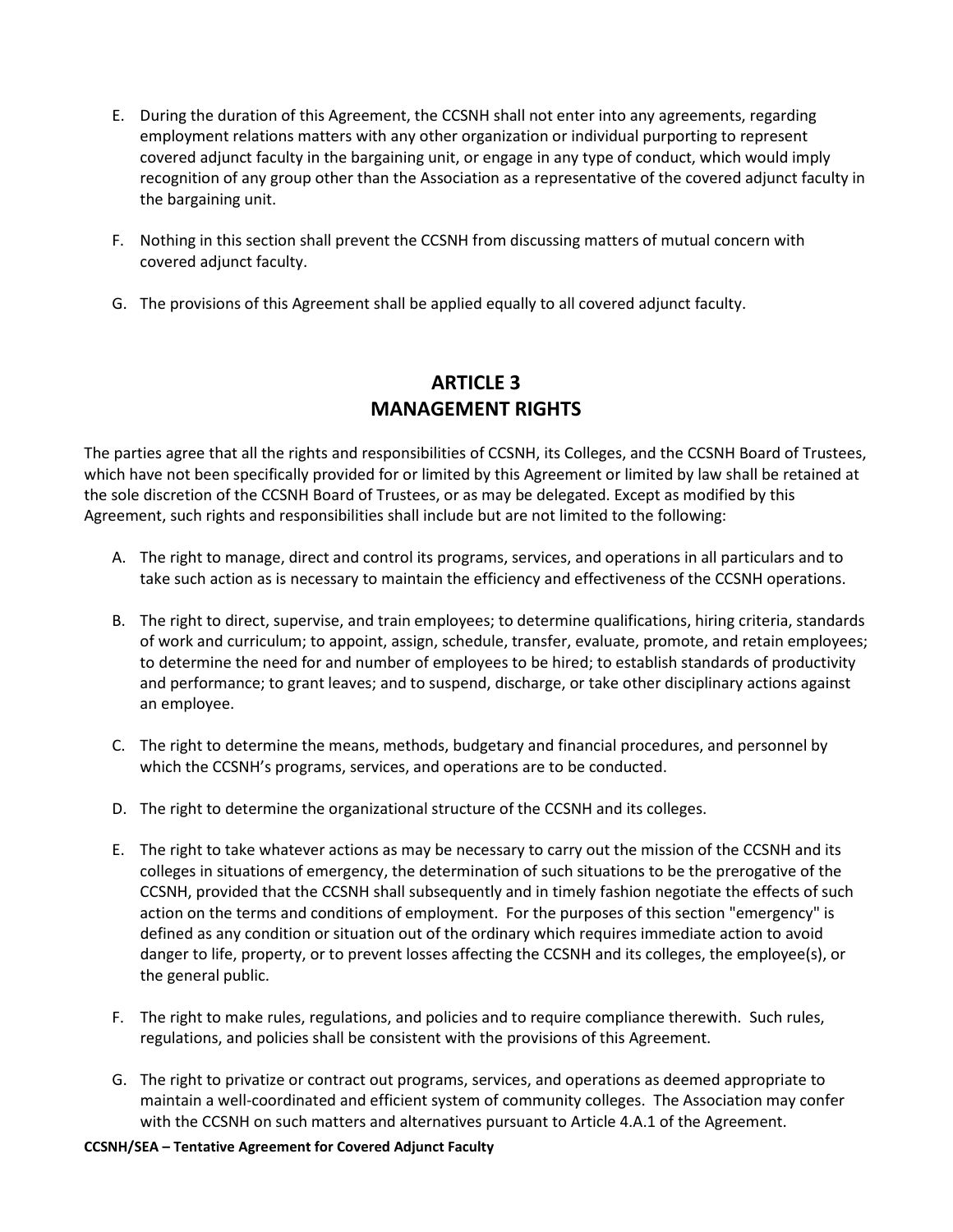E. During the duration of this Agreement, the CCSNH shall not enter into any agreements, regarding employment relations matters with any other organization or individual purporting to represent covered adjunct faculty in the bargaining unit, or engage in any type of conduct, which would imply recognition of any group other than the Association as a representative of the covered adjunct faculty in the bargaining unit.

F. Nothing in this section shall prevent the CCSNH from discussing matters of mutual concern with covered adjunct faculty.

G. The provisions of this Agreement shall be applied equally to all covered adjunct faculty.

## ARTICLE 3
## MANAGEMENT RIGHTS

The parties agree that all the rights and responsibilities of CCSNH, its Colleges, and the CCSNH Board of Trustees, which have not been specifically provided for or limited by this Agreement or limited by law shall be retained at the sole discretion of the CCSNH Board of Trustees, or as may be delegated. Except as modified by this Agreement, such rights and responsibilities shall include but are not limited to the following:

A. The right to manage, direct and control its programs, services, and operations in all particulars and to take such action as is necessary to maintain the efficiency and effectiveness of the CCSNH operations.

B. The right to direct, supervise, and train employees; to determine qualifications, hiring criteria, standards of work and curriculum; to appoint, assign, schedule, transfer, evaluate, promote, and retain employees; to determine the need for and number of employees to be hired; to establish standards of productivity and performance; to grant leaves; and to suspend, discharge, or take other disciplinary actions against an employee.

C. The right to determine the means, methods, budgetary and financial procedures, and personnel by which the CCSNH's programs, services, and operations are to be conducted.

D. The right to determine the organizational structure of the CCSNH and its colleges.

E. The right to take whatever actions as may be necessary to carry out the mission of the CCSNH and its colleges in situations of emergency, the determination of such situations to be the prerogative of the CCSNH, provided that the CCSNH shall subsequently and in timely fashion negotiate the effects of such action on the terms and conditions of employment. For the purposes of this section "emergency" is defined as any condition or situation out of the ordinary which requires immediate action to avoid danger to life, property, or to prevent losses affecting the CCSNH and its colleges, the employee(s), or the general public.

F. The right to make rules, regulations, and policies and to require compliance therewith. Such rules, regulations, and policies shall be consistent with the provisions of this Agreement.

G. The right to privatize or contract out programs, services, and operations as deemed appropriate to maintain a well-coordinated and efficient system of community colleges. The Association may confer with the CCSNH on such matters and alternatives pursuant to Article 4.A.1 of the Agreement.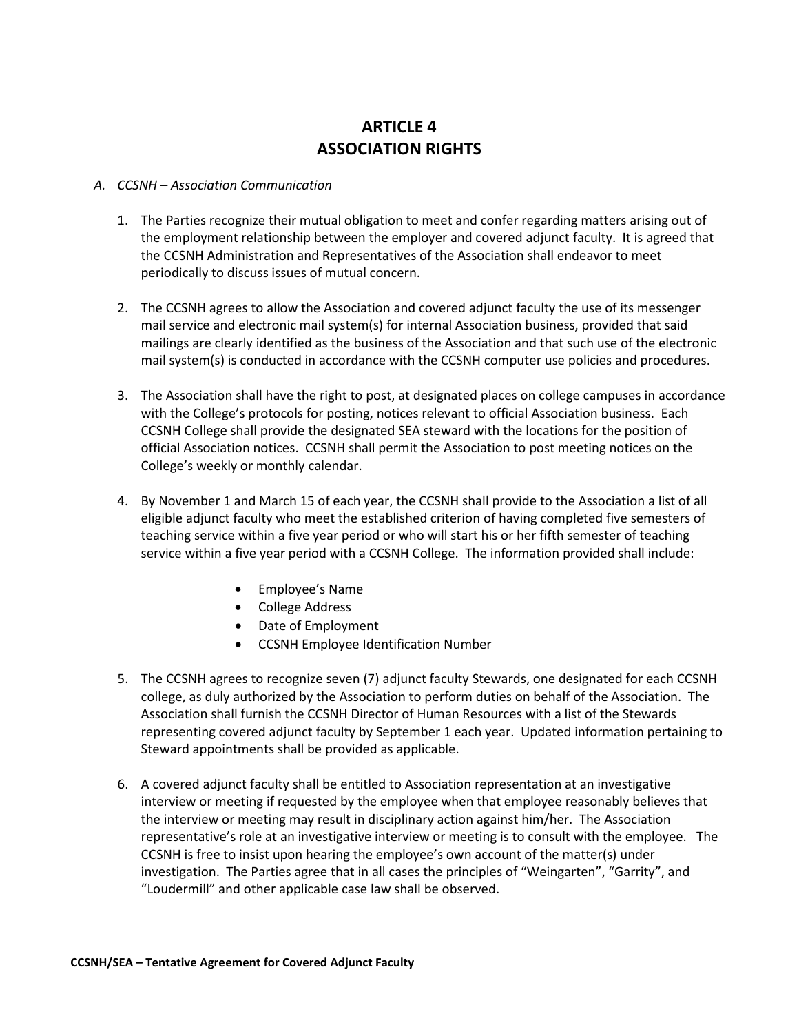# ARTICLE 4
# ASSOCIATION RIGHTS

*A. CCSNH – Association Communication*

1. The Parties recognize their mutual obligation to meet and confer regarding matters arising out of the employment relationship between the employer and covered adjunct faculty. It is agreed that the CCSNH Administration and Representatives of the Association shall endeavor to meet periodically to discuss issues of mutual concern.

2. The CCSNH agrees to allow the Association and covered adjunct faculty the use of its messenger mail service and electronic mail system(s) for internal Association business, provided that said mailings are clearly identified as the business of the Association and that such use of the electronic mail system(s) is conducted in accordance with the CCSNH computer use policies and procedures.

3. The Association shall have the right to post, at designated places on college campuses in accordance with the College's protocols for posting, notices relevant to official Association business. Each CCSNH College shall provide the designated SEA steward with the locations for the position of official Association notices. CCSNH shall permit the Association to post meeting notices on the College's weekly or monthly calendar.

4. By November 1 and March 15 of each year, the CCSNH shall provide to the Association a list of all eligible adjunct faculty who meet the established criterion of having completed five semesters of teaching service within a five year period or who will start his or her fifth semester of teaching service within a five year period with a CCSNH College. The information provided shall include:

   - Employee's Name
   - College Address
   - Date of Employment
   - CCSNH Employee Identification Number

5. The CCSNH agrees to recognize seven (7) adjunct faculty Stewards, one designated for each CCSNH college, as duly authorized by the Association to perform duties on behalf of the Association. The Association shall furnish the CCSNH Director of Human Resources with a list of the Stewards representing covered adjunct faculty by September 1 each year. Updated information pertaining to Steward appointments shall be provided as applicable.

6. A covered adjunct faculty shall be entitled to Association representation at an investigative interview or meeting if requested by the employee when that employee reasonably believes that the interview or meeting may result in disciplinary action against him/her. The Association representative's role at an investigative interview or meeting is to consult with the employee. The CCSNH is free to insist upon hearing the employee's own account of the matter(s) under investigation. The Parties agree that in all cases the principles of "Weingarten", "Garrity", and "Loudermill" and other applicable case law shall be observed.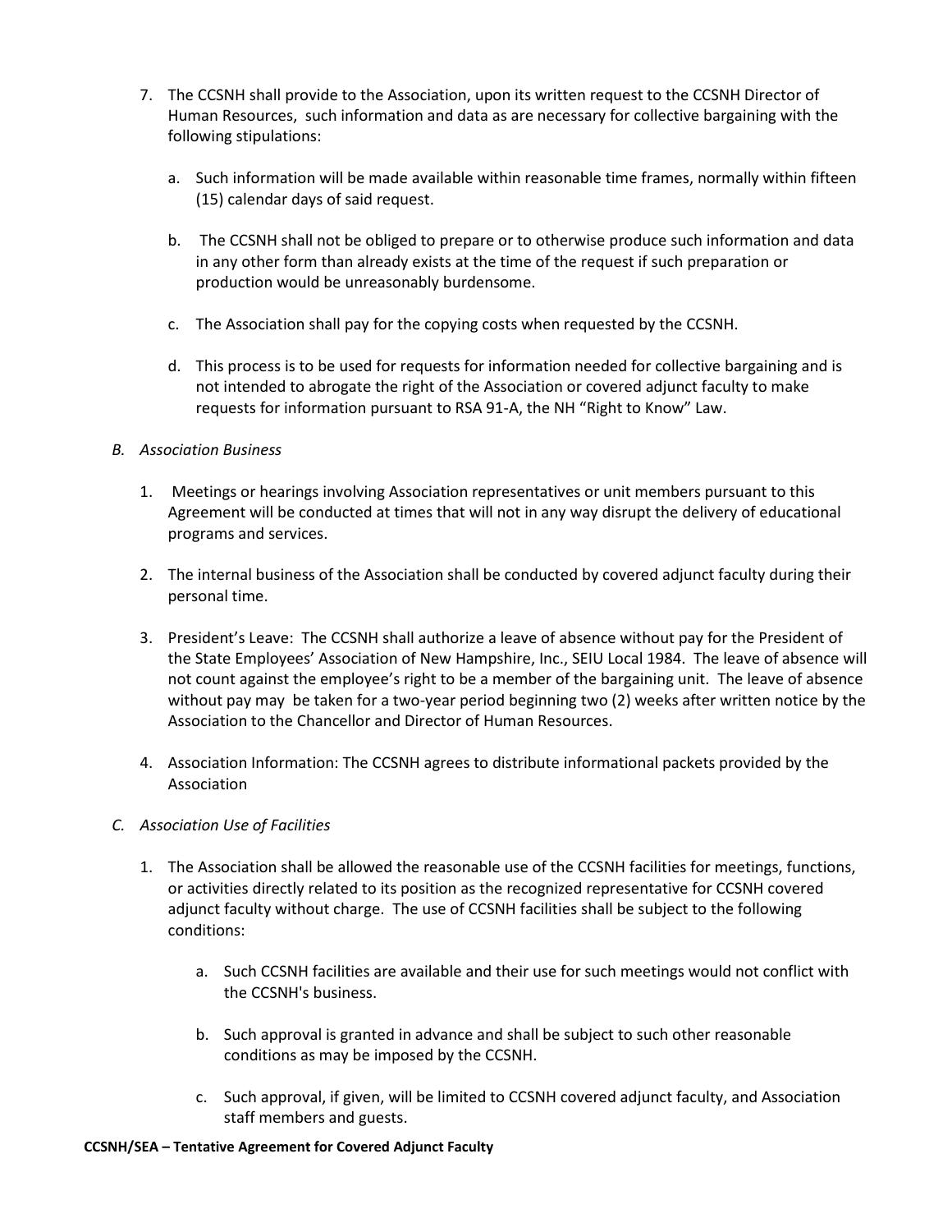7. The CCSNH shall provide to the Association, upon its written request to the CCSNH Director of Human Resources, such information and data as are necessary for collective bargaining with the following stipulations:

   a. Such information will be made available within reasonable time frames, normally within fifteen (15) calendar days of said request.

   b. The CCSNH shall not be obliged to prepare or to otherwise produce such information and data in any other form than already exists at the time of the request if such preparation or production would be unreasonably burdensome.

   c. The Association shall pay for the copying costs when requested by the CCSNH.

   d. This process is to be used for requests for information needed for collective bargaining and is not intended to abrogate the right of the Association or covered adjunct faculty to make requests for information pursuant to RSA 91-A, the NH "Right to Know" Law.

*B. Association Business*

1. Meetings or hearings involving Association representatives or unit members pursuant to this Agreement will be conducted at times that will not in any way disrupt the delivery of educational programs and services.

2. The internal business of the Association shall be conducted by covered adjunct faculty during their personal time.

3. President's Leave: The CCSNH shall authorize a leave of absence without pay for the President of the State Employees' Association of New Hampshire, Inc., SEIU Local 1984. The leave of absence will not count against the employee's right to be a member of the bargaining unit. The leave of absence without pay may be taken for a two-year period beginning two (2) weeks after written notice by the Association to the Chancellor and Director of Human Resources.

4. Association Information: The CCSNH agrees to distribute informational packets provided by the Association

*C. Association Use of Facilities*

1. The Association shall be allowed the reasonable use of the CCSNH facilities for meetings, functions, or activities directly related to its position as the recognized representative for CCSNH covered adjunct faculty without charge. The use of CCSNH facilities shall be subject to the following conditions:

   a. Such CCSNH facilities are available and their use for such meetings would not conflict with the CCSNH's business.

   b. Such approval is granted in advance and shall be subject to such other reasonable conditions as may be imposed by the CCSNH.

   c. Such approval, if given, will be limited to CCSNH covered adjunct faculty, and Association staff members and guests.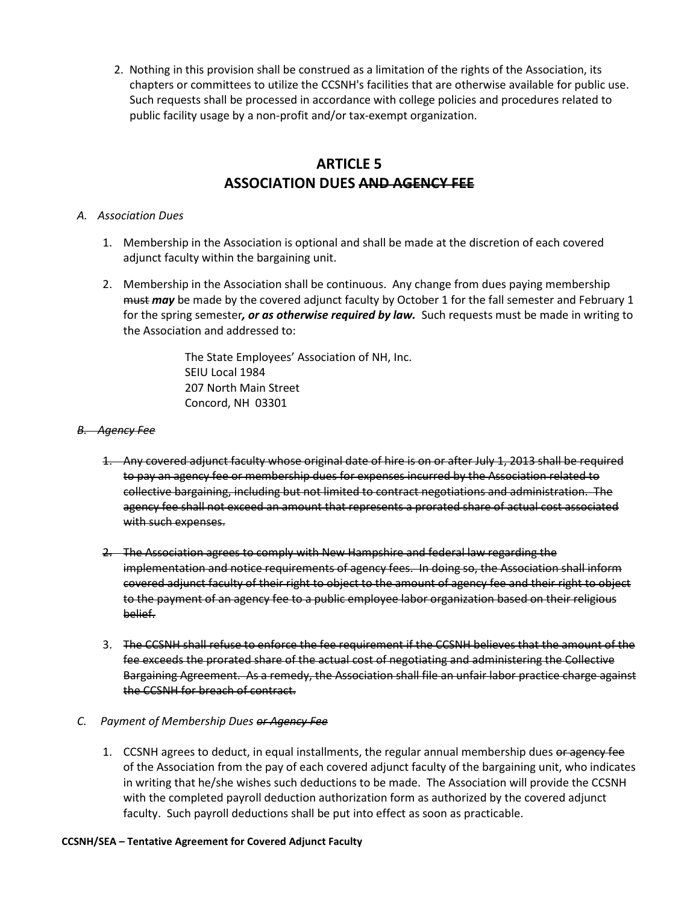2. Nothing in this provision shall be construed as a limitation of the rights of the Association, its chapters or committees to utilize the CCSNH's facilities that are otherwise available for public use. Such requests shall be processed in accordance with college policies and procedures related to public facility usage by a non-profit and/or tax-exempt organization.

# ARTICLE 5
# ASSOCIATION DUES ~~AND AGENCY FEE~~

*A. Association Dues*

1. Membership in the Association is optional and shall be made at the discretion of each covered adjunct faculty within the bargaining unit.

2. Membership in the Association shall be continuous. Any change from dues paying membership ~~must~~ ***may*** be made by the covered adjunct faculty by October 1 for the fall semester and February 1 for the spring semester***, or as otherwise required by law.*** Such requests must be made in writing to the Association and addressed to:

   The State Employees' Association of NH, Inc.
   SEIU Local 1984
   207 North Main Street
   Concord, NH 03301

~~*B. Agency Fee*~~

1. ~~Any covered adjunct faculty whose original date of hire is on or after July 1, 2013 shall be required to pay an agency fee or membership dues for expenses incurred by the Association related to collective bargaining, including but not limited to contract negotiations and administration. The agency fee shall not exceed an amount that represents a prorated share of actual cost associated with such expenses.~~

2. ~~The Association agrees to comply with New Hampshire and federal law regarding the implementation and notice requirements of agency fees. In doing so, the Association shall inform covered adjunct faculty of their right to object to the amount of agency fee and their right to object to the payment of an agency fee to a public employee labor organization based on their religious belief.~~

3. ~~The CCSNH shall refuse to enforce the fee requirement if the CCSNH believes that the amount of the fee exceeds the prorated share of the actual cost of negotiating and administering the Collective Bargaining Agreement. As a remedy, the Association shall file an unfair labor practice charge against the CCSNH for breach of contract.~~

*C. Payment of Membership Dues ~~or Agency Fee~~*

1. CCSNH agrees to deduct, in equal installments, the regular annual membership dues ~~or agency fee~~ of the Association from the pay of each covered adjunct faculty of the bargaining unit, who indicates in writing that he/she wishes such deductions to be made. The Association will provide the CCSNH with the completed payroll deduction authorization form as authorized by the covered adjunct faculty. Such payroll deductions shall be put into effect as soon as practicable.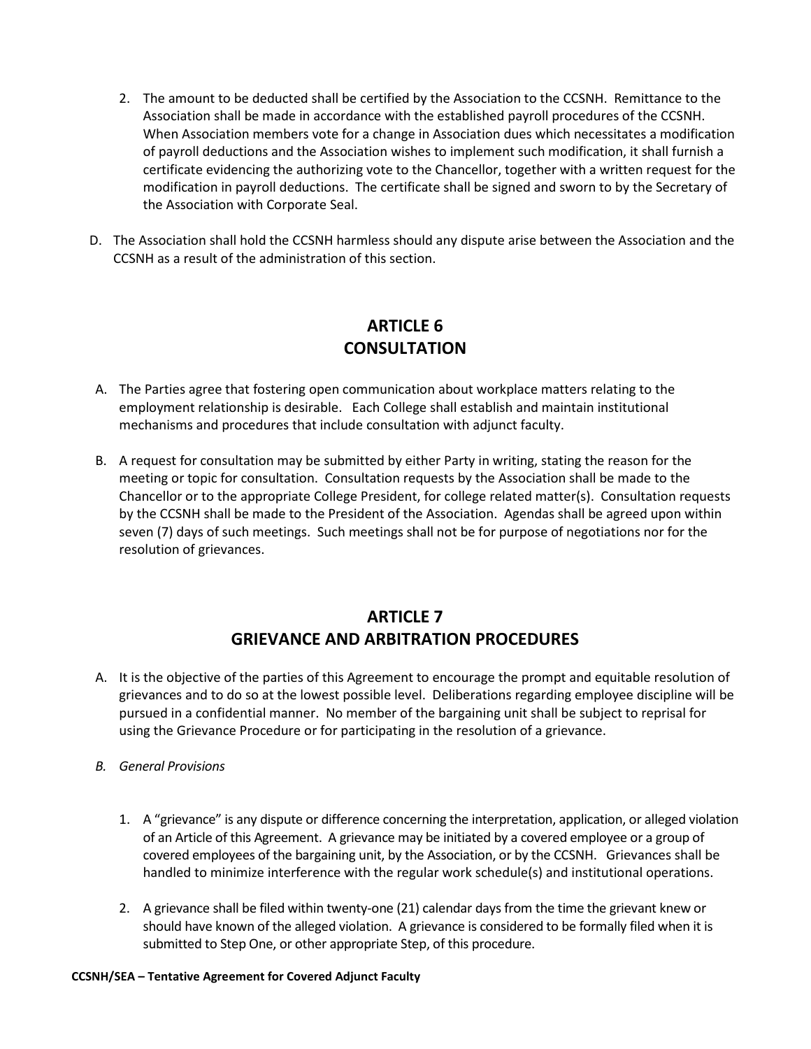2. The amount to be deducted shall be certified by the Association to the CCSNH. Remittance to the Association shall be made in accordance with the established payroll procedures of the CCSNH. When Association members vote for a change in Association dues which necessitates a modification of payroll deductions and the Association wishes to implement such modification, it shall furnish a certificate evidencing the authorizing vote to the Chancellor, together with a written request for the modification in payroll deductions. The certificate shall be signed and sworn to by the Secretary of the Association with Corporate Seal.

D. The Association shall hold the CCSNH harmless should any dispute arise between the Association and the CCSNH as a result of the administration of this section.

## ARTICLE 6
## CONSULTATION

A. The Parties agree that fostering open communication about workplace matters relating to the employment relationship is desirable. Each College shall establish and maintain institutional mechanisms and procedures that include consultation with adjunct faculty.

B. A request for consultation may be submitted by either Party in writing, stating the reason for the meeting or topic for consultation. Consultation requests by the Association shall be made to the Chancellor or to the appropriate College President, for college related matter(s). Consultation requests by the CCSNH shall be made to the President of the Association. Agendas shall be agreed upon within seven (7) days of such meetings. Such meetings shall not be for purpose of negotiations nor for the resolution of grievances.

## ARTICLE 7
## GRIEVANCE AND ARBITRATION PROCEDURES

A. It is the objective of the parties of this Agreement to encourage the prompt and equitable resolution of grievances and to do so at the lowest possible level. Deliberations regarding employee discipline will be pursued in a confidential manner. No member of the bargaining unit shall be subject to reprisal for using the Grievance Procedure or for participating in the resolution of a grievance.

*B. General Provisions*

1. A "grievance" is any dispute or difference concerning the interpretation, application, or alleged violation of an Article of this Agreement. A grievance may be initiated by a covered employee or a group of covered employees of the bargaining unit, by the Association, or by the CCSNH. Grievances shall be handled to minimize interference with the regular work schedule(s) and institutional operations.

2. A grievance shall be filed within twenty-one (21) calendar days from the time the grievant knew or should have known of the alleged violation. A grievance is considered to be formally filed when it is submitted to Step One, or other appropriate Step, of this procedure.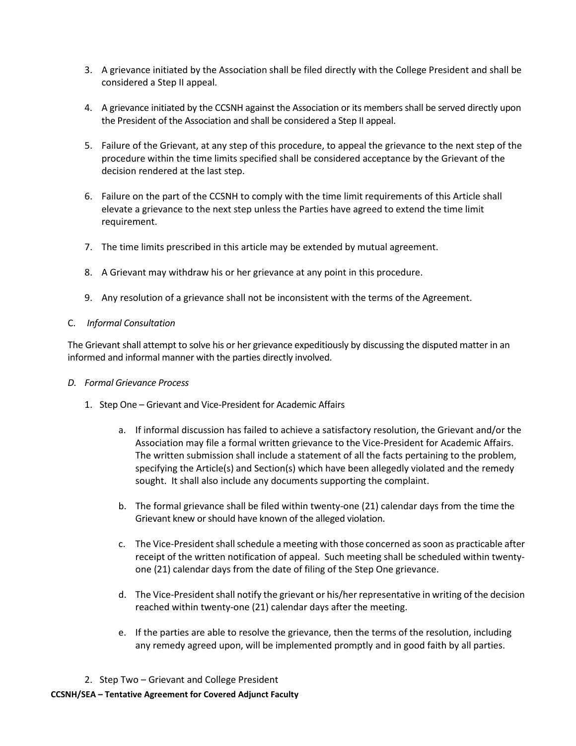3. A grievance initiated by the Association shall be filed directly with the College President and shall be considered a Step II appeal.

4. A grievance initiated by the CCSNH against the Association or its members shall be served directly upon the President of the Association and shall be considered a Step II appeal.

5. Failure of the Grievant, at any step of this procedure, to appeal the grievance to the next step of the procedure within the time limits specified shall be considered acceptance by the Grievant of the decision rendered at the last step.

6. Failure on the part of the CCSNH to comply with the time limit requirements of this Article shall elevate a grievance to the next step unless the Parties have agreed to extend the time limit requirement.

7. The time limits prescribed in this article may be extended by mutual agreement.

8. A Grievant may withdraw his or her grievance at any point in this procedure.

9. Any resolution of a grievance shall not be inconsistent with the terms of the Agreement.

C. *Informal Consultation*

The Grievant shall attempt to solve his or her grievance expeditiously by discussing the disputed matter in an informed and informal manner with the parties directly involved.

*D. Formal Grievance Process*

1. Step One – Grievant and Vice-President for Academic Affairs

    a. If informal discussion has failed to achieve a satisfactory resolution, the Grievant and/or the Association may file a formal written grievance to the Vice-President for Academic Affairs. The written submission shall include a statement of all the facts pertaining to the problem, specifying the Article(s) and Section(s) which have been allegedly violated and the remedy sought. It shall also include any documents supporting the complaint.

    b. The formal grievance shall be filed within twenty-one (21) calendar days from the time the Grievant knew or should have known of the alleged violation.

    c. The Vice-President shall schedule a meeting with those concerned as soon as practicable after receipt of the written notification of appeal. Such meeting shall be scheduled within twenty-one (21) calendar days from the date of filing of the Step One grievance.

    d. The Vice-President shall notify the grievant or his/her representative in writing of the decision reached within twenty-one (21) calendar days after the meeting.

    e. If the parties are able to resolve the grievance, then the terms of the resolution, including any remedy agreed upon, will be implemented promptly and in good faith by all parties.

2. Step Two – Grievant and College President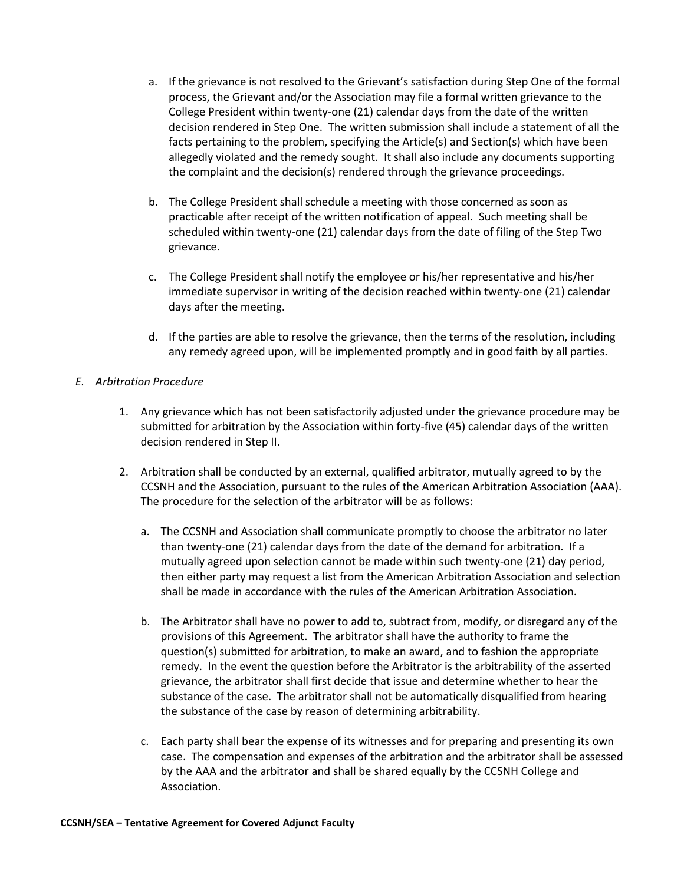a. If the grievance is not resolved to the Grievant's satisfaction during Step One of the formal process, the Grievant and/or the Association may file a formal written grievance to the College President within twenty-one (21) calendar days from the date of the written decision rendered in Step One. The written submission shall include a statement of all the facts pertaining to the problem, specifying the Article(s) and Section(s) which have been allegedly violated and the remedy sought. It shall also include any documents supporting the complaint and the decision(s) rendered through the grievance proceedings.

b. The College President shall schedule a meeting with those concerned as soon as practicable after receipt of the written notification of appeal. Such meeting shall be scheduled within twenty-one (21) calendar days from the date of filing of the Step Two grievance.

c. The College President shall notify the employee or his/her representative and his/her immediate supervisor in writing of the decision reached within twenty-one (21) calendar days after the meeting.

d. If the parties are able to resolve the grievance, then the terms of the resolution, including any remedy agreed upon, will be implemented promptly and in good faith by all parties.

*E. Arbitration Procedure*

1. Any grievance which has not been satisfactorily adjusted under the grievance procedure may be submitted for arbitration by the Association within forty-five (45) calendar days of the written decision rendered in Step II.

2. Arbitration shall be conducted by an external, qualified arbitrator, mutually agreed to by the CCSNH and the Association, pursuant to the rules of the American Arbitration Association (AAA). The procedure for the selection of the arbitrator will be as follows:

   a. The CCSNH and Association shall communicate promptly to choose the arbitrator no later than twenty-one (21) calendar days from the date of the demand for arbitration. If a mutually agreed upon selection cannot be made within such twenty-one (21) day period, then either party may request a list from the American Arbitration Association and selection shall be made in accordance with the rules of the American Arbitration Association.

   b. The Arbitrator shall have no power to add to, subtract from, modify, or disregard any of the provisions of this Agreement. The arbitrator shall have the authority to frame the question(s) submitted for arbitration, to make an award, and to fashion the appropriate remedy. In the event the question before the Arbitrator is the arbitrability of the asserted grievance, the arbitrator shall first decide that issue and determine whether to hear the substance of the case. The arbitrator shall not be automatically disqualified from hearing the substance of the case by reason of determining arbitrability.

   c. Each party shall bear the expense of its witnesses and for preparing and presenting its own case. The compensation and expenses of the arbitration and the arbitrator shall be assessed by the AAA and the arbitrator and shall be shared equally by the CCSNH College and Association.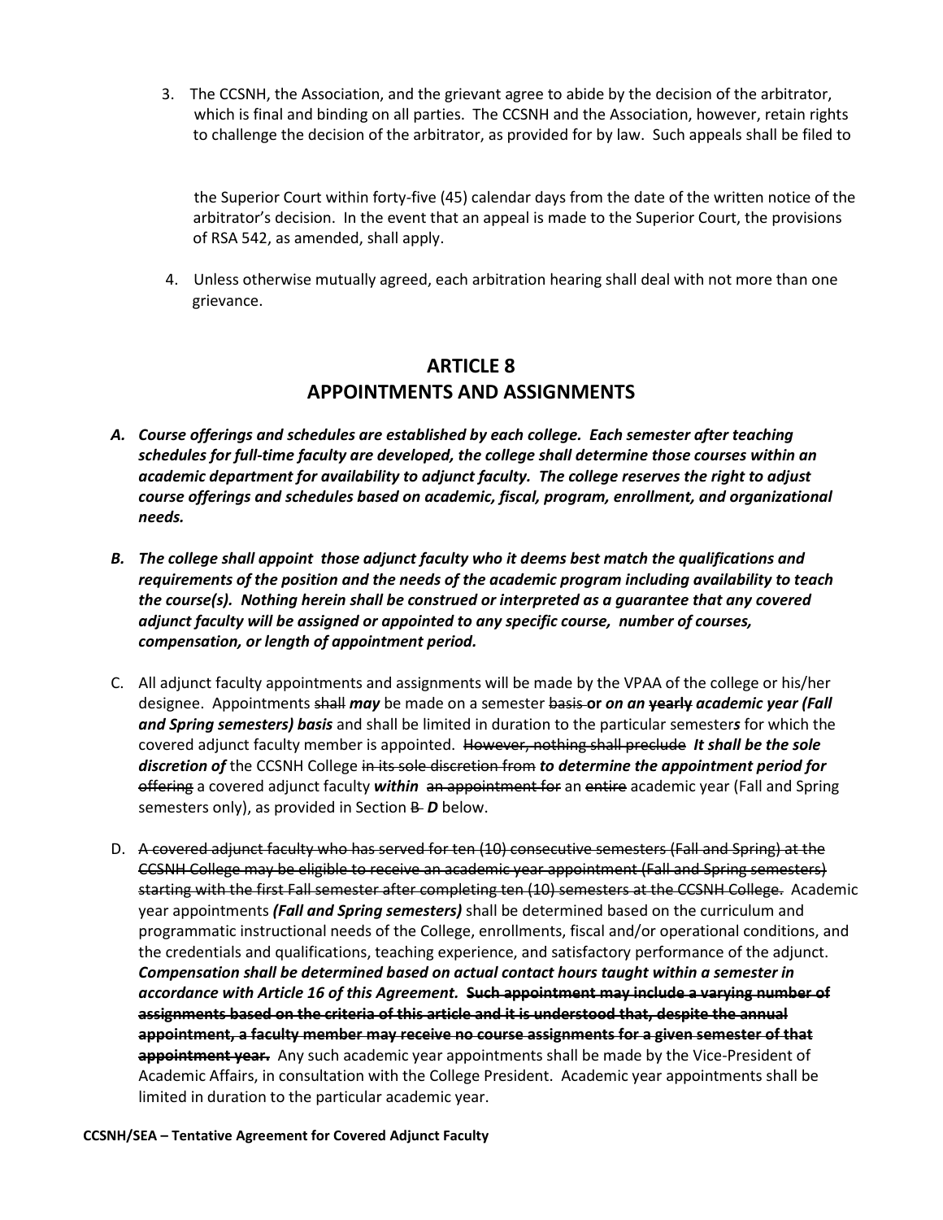3. The CCSNH, the Association, and the grievant agree to abide by the decision of the arbitrator, which is final and binding on all parties. The CCSNH and the Association, however, retain rights to challenge the decision of the arbitrator, as provided for by law. Such appeals shall be filed to the Superior Court within forty-five (45) calendar days from the date of the written notice of the arbitrator's decision. In the event that an appeal is made to the Superior Court, the provisions of RSA 542, as amended, shall apply.

4. Unless otherwise mutually agreed, each arbitration hearing shall deal with not more than one grievance.

## ARTICLE 8
## APPOINTMENTS AND ASSIGNMENTS

***A. Course offerings and schedules are established by each college. Each semester after teaching schedules for full-time faculty are developed, the college shall determine those courses within an academic department for availability to adjunct faculty. The college reserves the right to adjust course offerings and schedules based on academic, fiscal, program, enrollment, and organizational needs.***

***B. The college shall appoint those adjunct faculty who it deems best match the qualifications and requirements of the position and the needs of the academic program including availability to teach the course(s). Nothing herein shall be construed or interpreted as a guarantee that any covered adjunct faculty will be assigned or appointed to any specific course, number of courses, compensation, or length of appointment period.***

C. All adjunct faculty appointments and assignments will be made by the VPAA of the college or his/her designee. Appointments ~~shall~~ ***may*** be made on a semester ~~basis~~ **or** ***on an*** ~~**yearly**~~ ***academic year (Fall and Spring semesters) basis*** and shall be limited in duration to the particular semester***s*** for which the covered adjunct faculty member is appointed. ~~However, nothing shall preclude~~ ***It shall be the sole discretion of*** the CCSNH College ~~in its sole discretion from~~ ***to determine the appointment period for*** ~~offering~~ a covered adjunct faculty ***within*** ~~an appointment for~~ an ~~entire~~ academic year (Fall and Spring semesters only), as provided in Section ~~B~~ ***D*** below.

D. ~~A covered adjunct faculty who has served for ten (10) consecutive semesters (Fall and Spring) at the CCSNH College may be eligible to receive an academic year appointment (Fall and Spring semesters) starting with the first Fall semester after completing ten (10) semesters at the CCSNH College.~~ Academic year appointments ***(Fall and Spring semesters)*** shall be determined based on the curriculum and programmatic instructional needs of the College, enrollments, fiscal and/or operational conditions, and the credentials and qualifications, teaching experience, and satisfactory performance of the adjunct. ***Compensation shall be determined based on actual contact hours taught within a semester in accordance with Article 16 of this Agreement.*** ~~**Such appointment may include a varying number of assignments based on the criteria of this article and it is understood that, despite the annual appointment, a faculty member may receive no course assignments for a given semester of that appointment year.**~~ Any such academic year appointments shall be made by the Vice-President of Academic Affairs, in consultation with the College President. Academic year appointments shall be limited in duration to the particular academic year.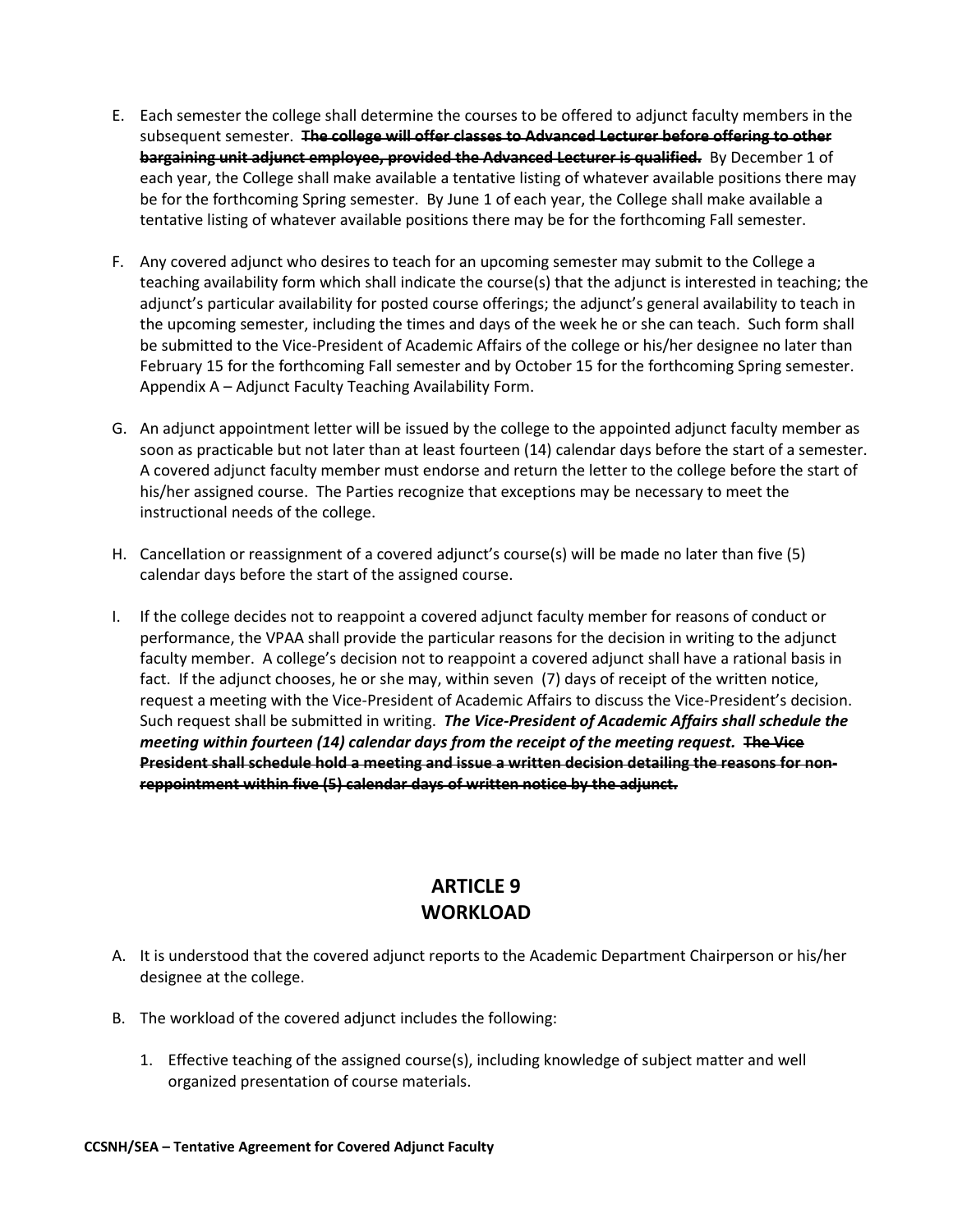E. Each semester the college shall determine the courses to be offered to adjunct faculty members in the subsequent semester. ~~**The college will offer classes to Advanced Lecturer before offering to other bargaining unit adjunct employee, provided the Advanced Lecturer is qualified.**~~ By December 1 of each year, the College shall make available a tentative listing of whatever available positions there may be for the forthcoming Spring semester. By June 1 of each year, the College shall make available a tentative listing of whatever available positions there may be for the forthcoming Fall semester.

F. Any covered adjunct who desires to teach for an upcoming semester may submit to the College a teaching availability form which shall indicate the course(s) that the adjunct is interested in teaching; the adjunct's particular availability for posted course offerings; the adjunct's general availability to teach in the upcoming semester, including the times and days of the week he or she can teach. Such form shall be submitted to the Vice-President of Academic Affairs of the college or his/her designee no later than February 15 for the forthcoming Fall semester and by October 15 for the forthcoming Spring semester. Appendix A – Adjunct Faculty Teaching Availability Form.

G. An adjunct appointment letter will be issued by the college to the appointed adjunct faculty member as soon as practicable but not later than at least fourteen (14) calendar days before the start of a semester. A covered adjunct faculty member must endorse and return the letter to the college before the start of his/her assigned course. The Parties recognize that exceptions may be necessary to meet the instructional needs of the college.

H. Cancellation or reassignment of a covered adjunct's course(s) will be made no later than five (5) calendar days before the start of the assigned course.

I. If the college decides not to reappoint a covered adjunct faculty member for reasons of conduct or performance, the VPAA shall provide the particular reasons for the decision in writing to the adjunct faculty member. A college's decision not to reappoint a covered adjunct shall have a rational basis in fact. If the adjunct chooses, he or she may, within seven (7) days of receipt of the written notice, request a meeting with the Vice-President of Academic Affairs to discuss the Vice-President's decision. Such request shall be submitted in writing. ***The Vice-President of Academic Affairs shall schedule the meeting within fourteen (14) calendar days from the receipt of the meeting request.*** ~~**The Vice President shall schedule hold a meeting and issue a written decision detailing the reasons for non-reppointment within five (5) calendar days of written notice by the adjunct.**~~

# ARTICLE 9
# WORKLOAD

A. It is understood that the covered adjunct reports to the Academic Department Chairperson or his/her designee at the college.

B. The workload of the covered adjunct includes the following:

   1. Effective teaching of the assigned course(s), including knowledge of subject matter and well organized presentation of course materials.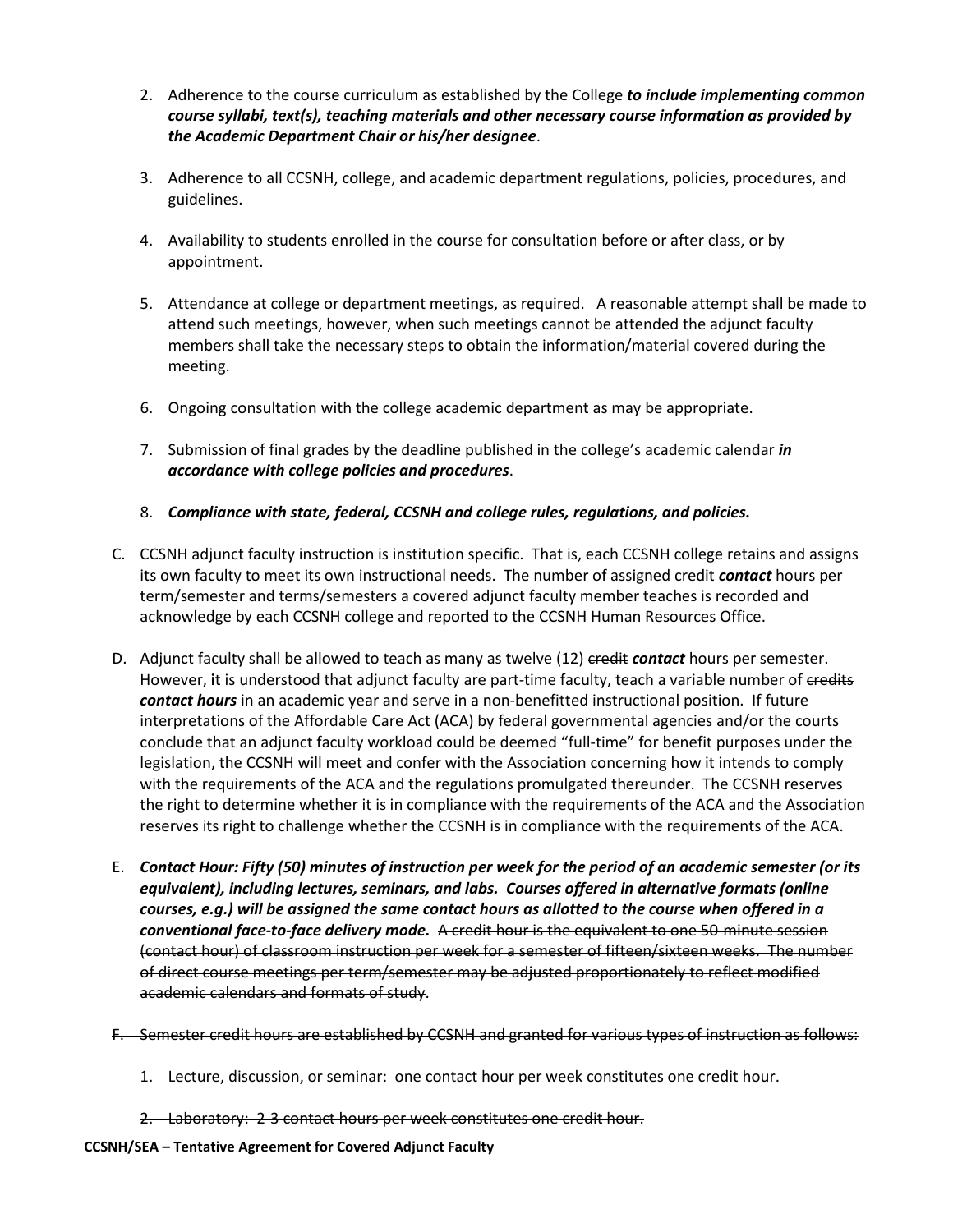2. Adherence to the course curriculum as established by the College ***to include implementing common course syllabi, text(s), teaching materials and other necessary course information as provided by the Academic Department Chair or his/her designee***.

3. Adherence to all CCSNH, college, and academic department regulations, policies, procedures, and guidelines.

4. Availability to students enrolled in the course for consultation before or after class, or by appointment.

5. Attendance at college or department meetings, as required. A reasonable attempt shall be made to attend such meetings, however, when such meetings cannot be attended the adjunct faculty members shall take the necessary steps to obtain the information/material covered during the meeting.

6. Ongoing consultation with the college academic department as may be appropriate.

7. Submission of final grades by the deadline published in the college's academic calendar ***in accordance with college policies and procedures***.

8. ***Compliance with state, federal, CCSNH and college rules, regulations, and policies.***

C. CCSNH adjunct faculty instruction is institution specific. That is, each CCSNH college retains and assigns its own faculty to meet its own instructional needs. The number of assigned ~~credit~~ ***contact*** hours per term/semester and terms/semesters a covered adjunct faculty member teaches is recorded and acknowledge by each CCSNH college and reported to the CCSNH Human Resources Office.

D. Adjunct faculty shall be allowed to teach as many as twelve (12) ~~credit~~ ***contact*** hours per semester. However, **i**t is understood that adjunct faculty are part-time faculty, teach a variable number of ~~credits~~ ***contact hours*** in an academic year and serve in a non-benefitted instructional position. If future interpretations of the Affordable Care Act (ACA) by federal governmental agencies and/or the courts conclude that an adjunct faculty workload could be deemed "full-time" for benefit purposes under the legislation, the CCSNH will meet and confer with the Association concerning how it intends to comply with the requirements of the ACA and the regulations promulgated thereunder. The CCSNH reserves the right to determine whether it is in compliance with the requirements of the ACA and the Association reserves its right to challenge whether the CCSNH is in compliance with the requirements of the ACA.

E. ***Contact Hour: Fifty (50) minutes of instruction per week for the period of an academic semester (or its equivalent), including lectures, seminars, and labs. Courses offered in alternative formats (online courses, e.g.) will be assigned the same contact hours as allotted to the course when offered in a conventional face-to-face delivery mode.*** ~~A credit hour is the equivalent to one 50-minute session (contact hour) of classroom instruction per week for a semester of fifteen/sixteen weeks. The number of direct course meetings per term/semester may be adjusted proportionately to reflect modified academic calendars and formats of study~~.

~~F. Semester credit hours are established by CCSNH and granted for various types of instruction as follows:~~

~~1. Lecture, discussion, or seminar: one contact hour per week constitutes one credit hour.~~

~~2. Laboratory: 2-3 contact hours per week constitutes one credit hour.~~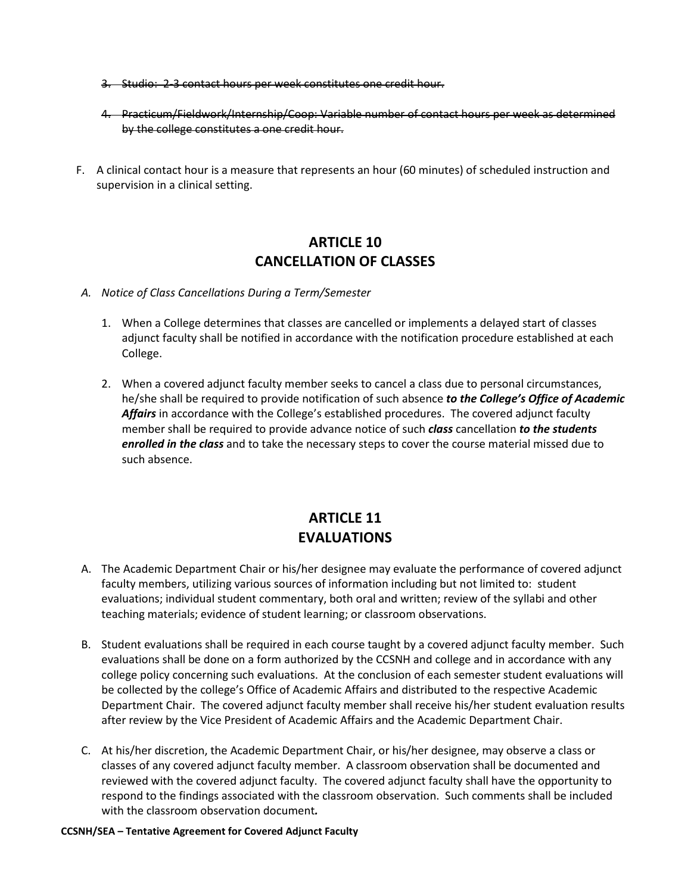3. ~~Studio: 2-3 contact hours per week constitutes one credit hour.~~

4. ~~Practicum/Fieldwork/Internship/Coop: Variable number of contact hours per week as determined by the college constitutes a one credit hour.~~

F. A clinical contact hour is a measure that represents an hour (60 minutes) of scheduled instruction and supervision in a clinical setting.

## ARTICLE 10
## CANCELLATION OF CLASSES

*A. Notice of Class Cancellations During a Term/Semester*

1. When a College determines that classes are cancelled or implements a delayed start of classes adjunct faculty shall be notified in accordance with the notification procedure established at each College.

2. When a covered adjunct faculty member seeks to cancel a class due to personal circumstances, he/she shall be required to provide notification of such absence ***to the College's Office of Academic Affairs*** in accordance with the College's established procedures. The covered adjunct faculty member shall be required to provide advance notice of such ***class*** cancellation ***to the students enrolled in the class*** and to take the necessary steps to cover the course material missed due to such absence.

## ARTICLE 11
## EVALUATIONS

A. The Academic Department Chair or his/her designee may evaluate the performance of covered adjunct faculty members, utilizing various sources of information including but not limited to: student evaluations; individual student commentary, both oral and written; review of the syllabi and other teaching materials; evidence of student learning; or classroom observations.

B. Student evaluations shall be required in each course taught by a covered adjunct faculty member. Such evaluations shall be done on a form authorized by the CCSNH and college and in accordance with any college policy concerning such evaluations. At the conclusion of each semester student evaluations will be collected by the college's Office of Academic Affairs and distributed to the respective Academic Department Chair. The covered adjunct faculty member shall receive his/her student evaluation results after review by the Vice President of Academic Affairs and the Academic Department Chair.

C. At his/her discretion, the Academic Department Chair, or his/her designee, may observe a class or classes of any covered adjunct faculty member. A classroom observation shall be documented and reviewed with the covered adjunct faculty. The covered adjunct faculty shall have the opportunity to respond to the findings associated with the classroom observation. Such comments shall be included with the classroom observation document***.***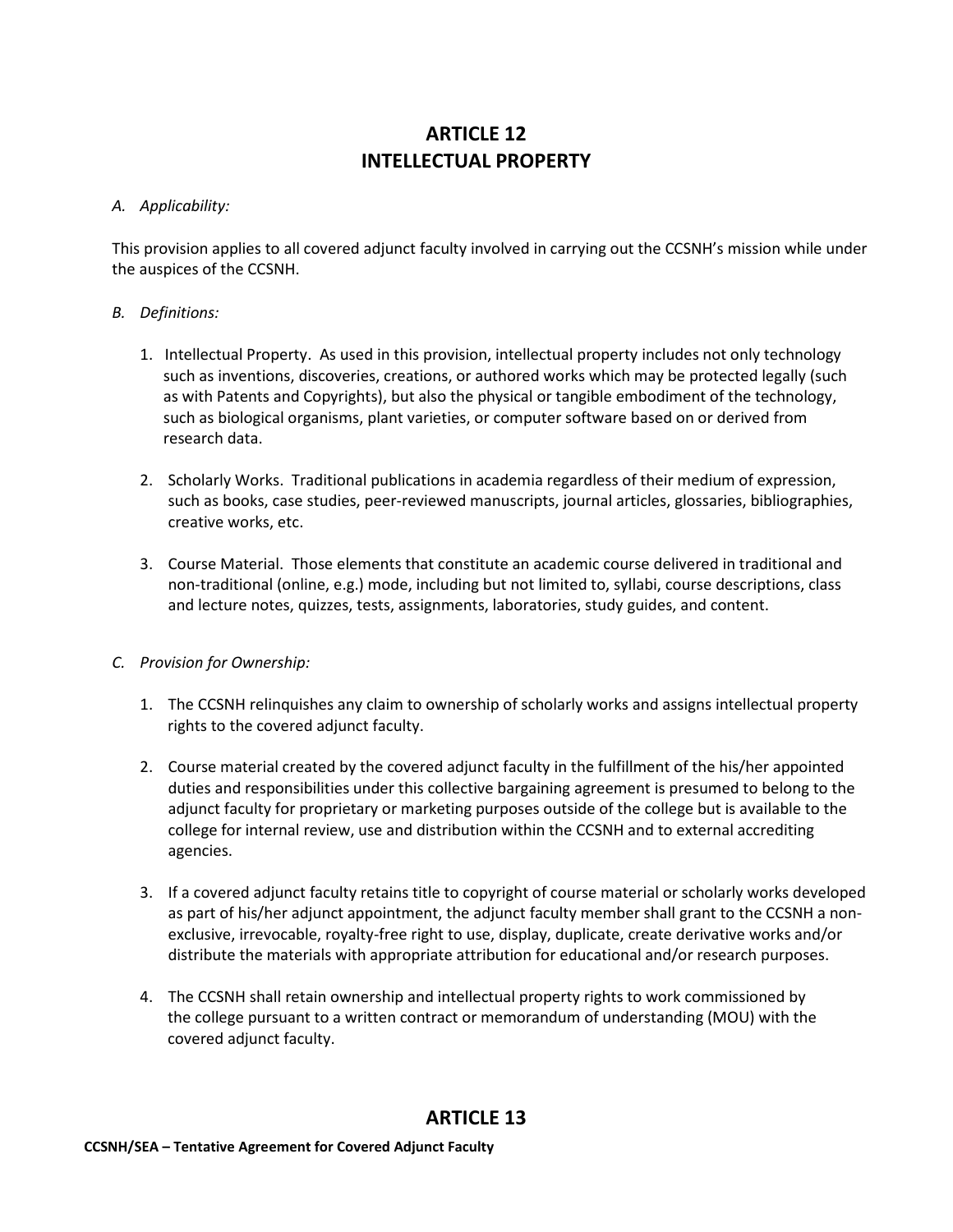# ARTICLE 12
# INTELLECTUAL PROPERTY

*A. Applicability:*

This provision applies to all covered adjunct faculty involved in carrying out the CCSNH's mission while under the auspices of the CCSNH.

*B. Definitions:*

1. Intellectual Property. As used in this provision, intellectual property includes not only technology such as inventions, discoveries, creations, or authored works which may be protected legally (such as with Patents and Copyrights), but also the physical or tangible embodiment of the technology, such as biological organisms, plant varieties, or computer software based on or derived from research data.

2. Scholarly Works. Traditional publications in academia regardless of their medium of expression, such as books, case studies, peer-reviewed manuscripts, journal articles, glossaries, bibliographies, creative works, etc.

3. Course Material. Those elements that constitute an academic course delivered in traditional and non-traditional (online, e.g.) mode, including but not limited to, syllabi, course descriptions, class and lecture notes, quizzes, tests, assignments, laboratories, study guides, and content.

*C. Provision for Ownership:*

1. The CCSNH relinquishes any claim to ownership of scholarly works and assigns intellectual property rights to the covered adjunct faculty.

2. Course material created by the covered adjunct faculty in the fulfillment of the his/her appointed duties and responsibilities under this collective bargaining agreement is presumed to belong to the adjunct faculty for proprietary or marketing purposes outside of the college but is available to the college for internal review, use and distribution within the CCSNH and to external accrediting agencies.

3. If a covered adjunct faculty retains title to copyright of course material or scholarly works developed as part of his/her adjunct appointment, the adjunct faculty member shall grant to the CCSNH a non-exclusive, irrevocable, royalty-free right to use, display, duplicate, create derivative works and/or distribute the materials with appropriate attribution for educational and/or research purposes.

4. The CCSNH shall retain ownership and intellectual property rights to work commissioned by the college pursuant to a written contract or memorandum of understanding (MOU) with the covered adjunct faculty.

# ARTICLE 13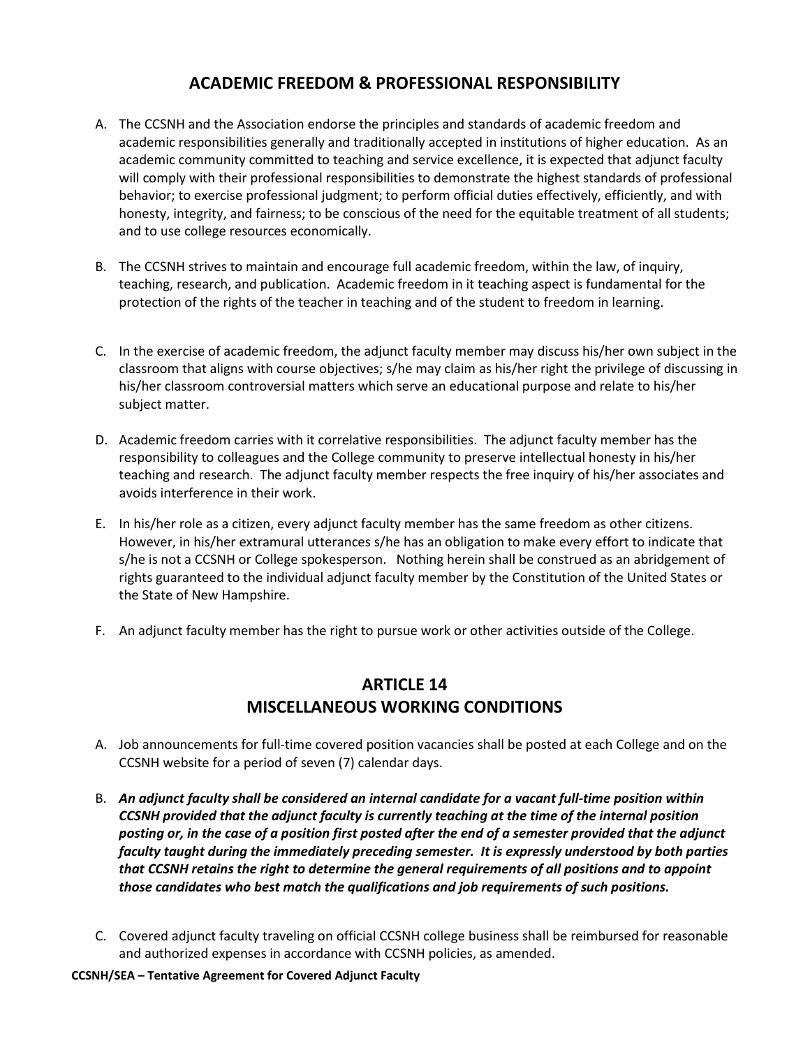## ACADEMIC FREEDOM & PROFESSIONAL RESPONSIBILITY

A. The CCSNH and the Association endorse the principles and standards of academic freedom and academic responsibilities generally and traditionally accepted in institutions of higher education. As an academic community committed to teaching and service excellence, it is expected that adjunct faculty will comply with their professional responsibilities to demonstrate the highest standards of professional behavior; to exercise professional judgment; to perform official duties effectively, efficiently, and with honesty, integrity, and fairness; to be conscious of the need for the equitable treatment of all students; and to use college resources economically.

B. The CCSNH strives to maintain and encourage full academic freedom, within the law, of inquiry, teaching, research, and publication. Academic freedom in it teaching aspect is fundamental for the protection of the rights of the teacher in teaching and of the student to freedom in learning.

C. In the exercise of academic freedom, the adjunct faculty member may discuss his/her own subject in the classroom that aligns with course objectives; s/he may claim as his/her right the privilege of discussing in his/her classroom controversial matters which serve an educational purpose and relate to his/her subject matter.

D. Academic freedom carries with it correlative responsibilities. The adjunct faculty member has the responsibility to colleagues and the College community to preserve intellectual honesty in his/her teaching and research. The adjunct faculty member respects the free inquiry of his/her associates and avoids interference in their work.

E. In his/her role as a citizen, every adjunct faculty member has the same freedom as other citizens. However, in his/her extramural utterances s/he has an obligation to make every effort to indicate that s/he is not a CCSNH or College spokesperson. Nothing herein shall be construed as an abridgement of rights guaranteed to the individual adjunct faculty member by the Constitution of the United States or the State of New Hampshire.

F. An adjunct faculty member has the right to pursue work or other activities outside of the College.

## ARTICLE 14
## MISCELLANEOUS WORKING CONDITIONS

A. Job announcements for full-time covered position vacancies shall be posted at each College and on the CCSNH website for a period of seven (7) calendar days.

B. ***An adjunct faculty shall be considered an internal candidate for a vacant full-time position within CCSNH provided that the adjunct faculty is currently teaching at the time of the internal position posting or, in the case of a position first posted after the end of a semester provided that the adjunct faculty taught during the immediately preceding semester. It is expressly understood by both parties that CCSNH retains the right to determine the general requirements of all positions and to appoint those candidates who best match the qualifications and job requirements of such positions.***

C. Covered adjunct faculty traveling on official CCSNH college business shall be reimbursed for reasonable and authorized expenses in accordance with CCSNH policies, as amended.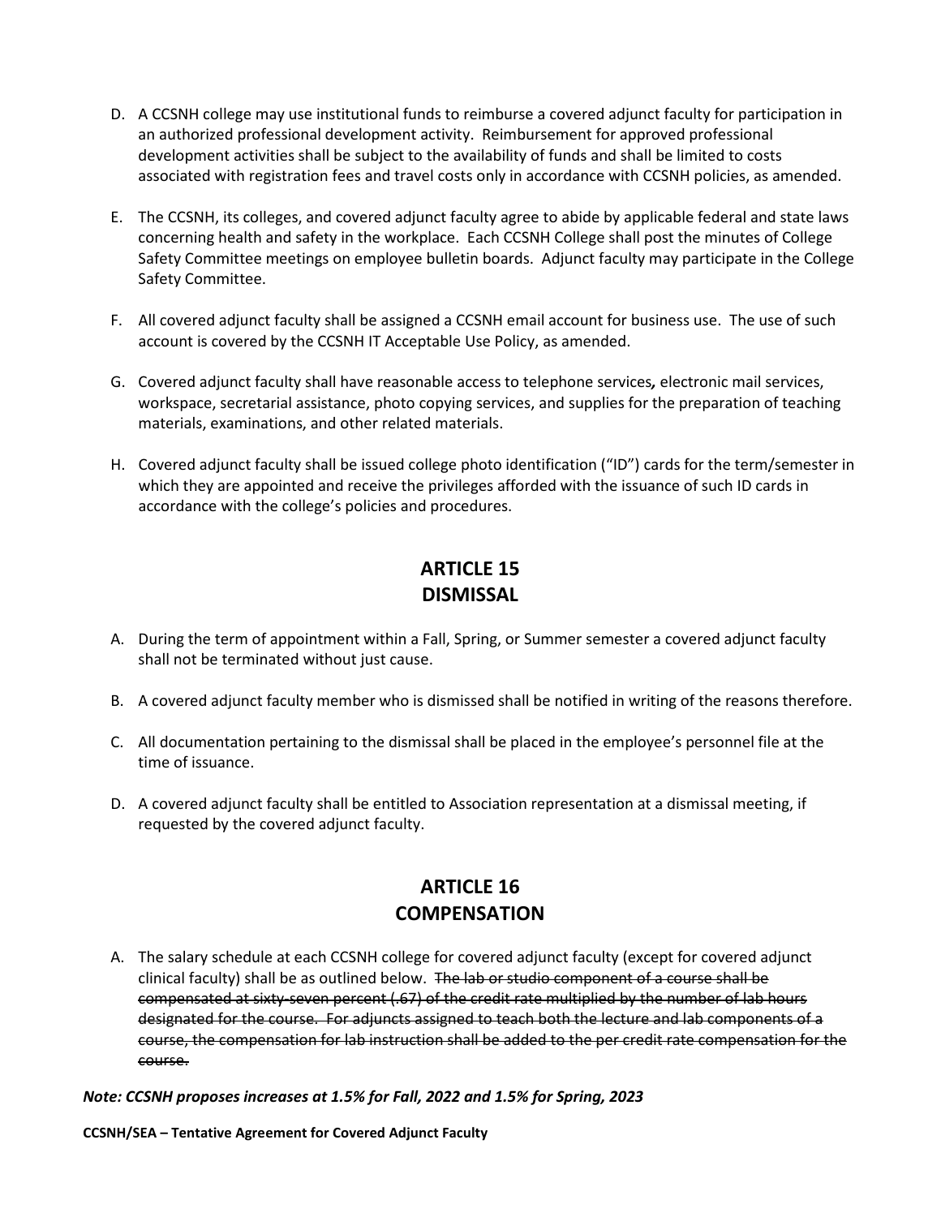D. A CCSNH college may use institutional funds to reimburse a covered adjunct faculty for participation in an authorized professional development activity. Reimbursement for approved professional development activities shall be subject to the availability of funds and shall be limited to costs associated with registration fees and travel costs only in accordance with CCSNH policies, as amended.

E. The CCSNH, its colleges, and covered adjunct faculty agree to abide by applicable federal and state laws concerning health and safety in the workplace. Each CCSNH College shall post the minutes of College Safety Committee meetings on employee bulletin boards. Adjunct faculty may participate in the College Safety Committee.

F. All covered adjunct faculty shall be assigned a CCSNH email account for business use. The use of such account is covered by the CCSNH IT Acceptable Use Policy, as amended.

G. Covered adjunct faculty shall have reasonable access to telephone services*,* electronic mail services, workspace, secretarial assistance, photo copying services, and supplies for the preparation of teaching materials, examinations, and other related materials.

H. Covered adjunct faculty shall be issued college photo identification ("ID") cards for the term/semester in which they are appointed and receive the privileges afforded with the issuance of such ID cards in accordance with the college's policies and procedures.

## ARTICLE 15
## DISMISSAL

A. During the term of appointment within a Fall, Spring, or Summer semester a covered adjunct faculty shall not be terminated without just cause.

B. A covered adjunct faculty member who is dismissed shall be notified in writing of the reasons therefore.

C. All documentation pertaining to the dismissal shall be placed in the employee's personnel file at the time of issuance.

D. A covered adjunct faculty shall be entitled to Association representation at a dismissal meeting, if requested by the covered adjunct faculty.

## ARTICLE 16
## COMPENSATION

A. The salary schedule at each CCSNH college for covered adjunct faculty (except for covered adjunct clinical faculty) shall be as outlined below. ~~The lab or studio component of a course shall be compensated at sixty-seven percent (.67) of the credit rate multiplied by the number of lab hours designated for the course. For adjuncts assigned to teach both the lecture and lab components of a course, the compensation for lab instruction shall be added to the per credit rate compensation for the course.~~

***Note: CCSNH proposes increases at 1.5% for Fall, 2022 and 1.5% for Spring, 2023***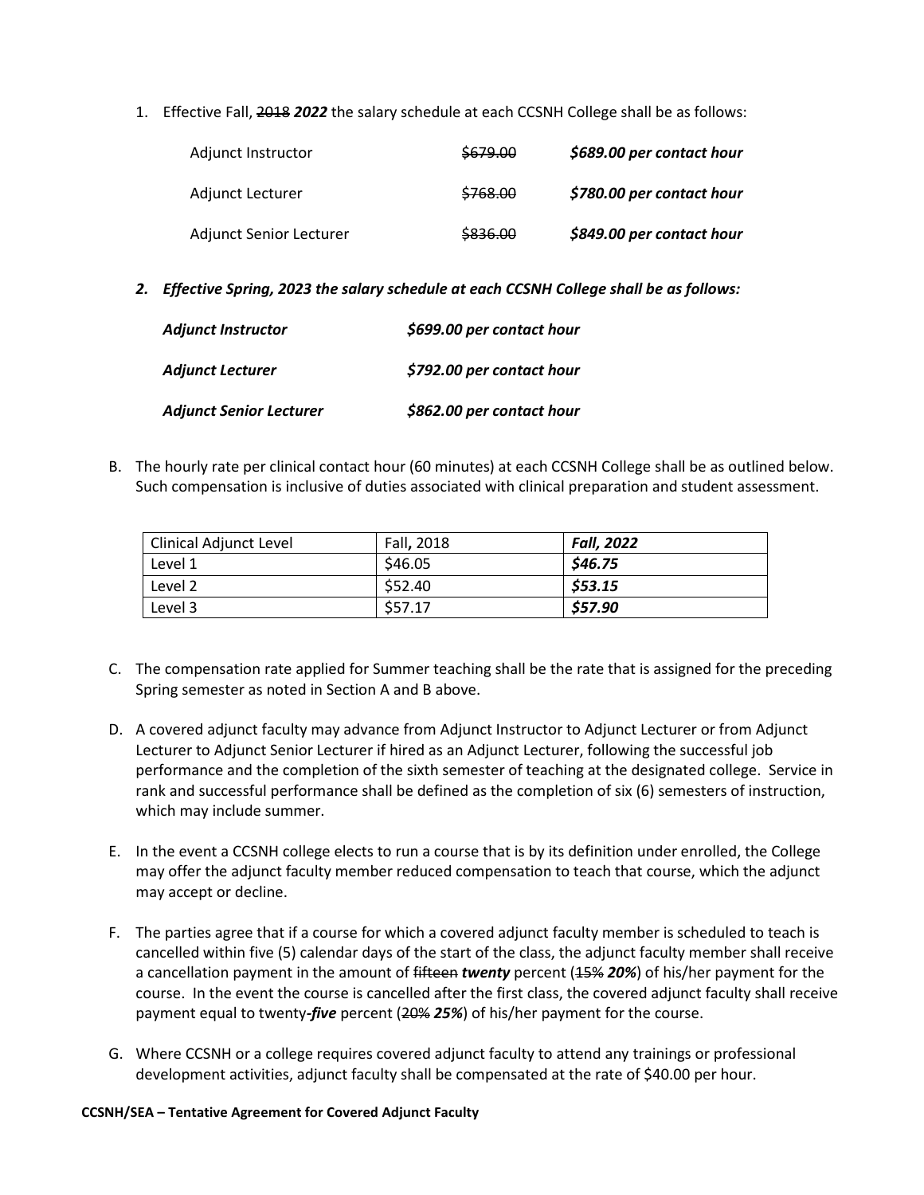1. Effective Fall, ~~2018~~ ***2022*** the salary schedule at each CCSNH College shall be as follows:

   | | | |
   |---|---|---|
   | Adjunct Instructor | ~~$679.00~~ | ***$689.00 per contact hour*** |
   | Adjunct Lecturer | ~~$768.00~~ | ***$780.00 per contact hour*** |
   | Adjunct Senior Lecturer | ~~$836.00~~ | ***$849.00 per contact hour*** |

2. ***Effective Spring, 2023 the salary schedule at each CCSNH College shall be as follows:***

   | | |
   |---|---|
   | ***Adjunct Instructor*** | ***$699.00 per contact hour*** |
   | ***Adjunct Lecturer*** | ***$792.00 per contact hour*** |
   | ***Adjunct Senior Lecturer*** | ***$862.00 per contact hour*** |

B. The hourly rate per clinical contact hour (60 minutes) at each CCSNH College shall be as outlined below. Such compensation is inclusive of duties associated with clinical preparation and student assessment.

| Clinical Adjunct Level | Fall, 2018 | ***Fall, 2022*** |
|---|---|---|
| Level 1 | $46.05 | ***$46.75*** |
| Level 2 | $52.40 | ***$53.15*** |
| Level 3 | $57.17 | ***$57.90*** |

C. The compensation rate applied for Summer teaching shall be the rate that is assigned for the preceding Spring semester as noted in Section A and B above.

D. A covered adjunct faculty may advance from Adjunct Instructor to Adjunct Lecturer or from Adjunct Lecturer to Adjunct Senior Lecturer if hired as an Adjunct Lecturer, following the successful job performance and the completion of the sixth semester of teaching at the designated college. Service in rank and successful performance shall be defined as the completion of six (6) semesters of instruction, which may include summer.

E. In the event a CCSNH college elects to run a course that is by its definition under enrolled, the College may offer the adjunct faculty member reduced compensation to teach that course, which the adjunct may accept or decline.

F. The parties agree that if a course for which a covered adjunct faculty member is scheduled to teach is cancelled within five (5) calendar days of the start of the class, the adjunct faculty member shall receive a cancellation payment in the amount of ~~fifteen~~ ***twenty*** percent (~~15%~~ ***20%***) of his/her payment for the course. In the event the course is cancelled after the first class, the covered adjunct faculty shall receive payment equal to twenty***-five*** percent (~~20%~~ ***25%***) of his/her payment for the course.

G. Where CCSNH or a college requires covered adjunct faculty to attend any trainings or professional development activities, adjunct faculty shall be compensated at the rate of $40.00 per hour.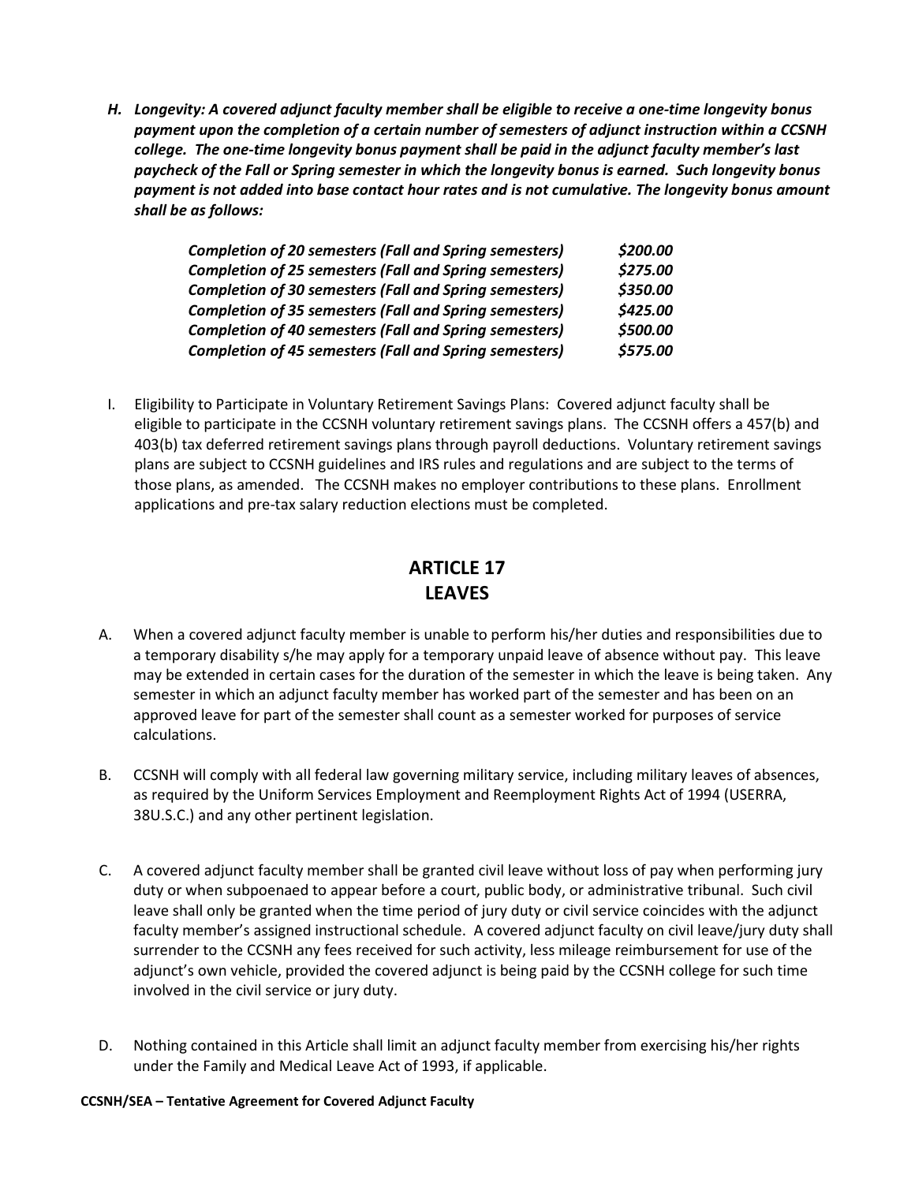***H. Longevity: A covered adjunct faculty member shall be eligible to receive a one-time longevity bonus payment upon the completion of a certain number of semesters of adjunct instruction within a CCSNH college. The one-time longevity bonus payment shall be paid in the adjunct faculty member's last paycheck of the Fall or Spring semester in which the longevity bonus is earned. Such longevity bonus payment is not added into base contact hour rates and is not cumulative. The longevity bonus amount shall be as follows:***

| | |
|---|---|
| ***Completion of 20 semesters (Fall and Spring semesters)*** | ***$200.00*** |
| ***Completion of 25 semesters (Fall and Spring semesters)*** | ***$275.00*** |
| ***Completion of 30 semesters (Fall and Spring semesters)*** | ***$350.00*** |
| ***Completion of 35 semesters (Fall and Spring semesters)*** | ***$425.00*** |
| ***Completion of 40 semesters (Fall and Spring semesters)*** | ***$500.00*** |
| ***Completion of 45 semesters (Fall and Spring semesters)*** | ***$575.00*** |

I. Eligibility to Participate in Voluntary Retirement Savings Plans: Covered adjunct faculty shall be eligible to participate in the CCSNH voluntary retirement savings plans. The CCSNH offers a 457(b) and 403(b) tax deferred retirement savings plans through payroll deductions. Voluntary retirement savings plans are subject to CCSNH guidelines and IRS rules and regulations and are subject to the terms of those plans, as amended. The CCSNH makes no employer contributions to these plans. Enrollment applications and pre-tax salary reduction elections must be completed.

## ARTICLE 17
## LEAVES

A. When a covered adjunct faculty member is unable to perform his/her duties and responsibilities due to a temporary disability s/he may apply for a temporary unpaid leave of absence without pay. This leave may be extended in certain cases for the duration of the semester in which the leave is being taken. Any semester in which an adjunct faculty member has worked part of the semester and has been on an approved leave for part of the semester shall count as a semester worked for purposes of service calculations.

B. CCSNH will comply with all federal law governing military service, including military leaves of absences, as required by the Uniform Services Employment and Reemployment Rights Act of 1994 (USERRA, 38U.S.C.) and any other pertinent legislation.

C. A covered adjunct faculty member shall be granted civil leave without loss of pay when performing jury duty or when subpoenaed to appear before a court, public body, or administrative tribunal. Such civil leave shall only be granted when the time period of jury duty or civil service coincides with the adjunct faculty member's assigned instructional schedule. A covered adjunct faculty on civil leave/jury duty shall surrender to the CCSNH any fees received for such activity, less mileage reimbursement for use of the adjunct's own vehicle, provided the covered adjunct is being paid by the CCSNH college for such time involved in the civil service or jury duty.

D. Nothing contained in this Article shall limit an adjunct faculty member from exercising his/her rights under the Family and Medical Leave Act of 1993, if applicable.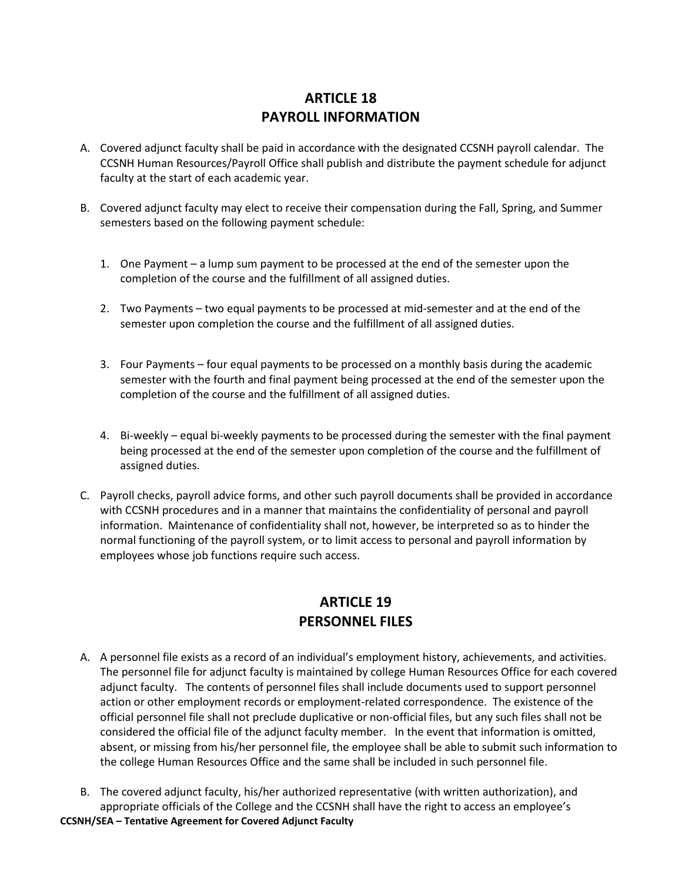## ARTICLE 18
## PAYROLL INFORMATION

A. Covered adjunct faculty shall be paid in accordance with the designated CCSNH payroll calendar. The CCSNH Human Resources/Payroll Office shall publish and distribute the payment schedule for adjunct faculty at the start of each academic year.

B. Covered adjunct faculty may elect to receive their compensation during the Fall, Spring, and Summer semesters based on the following payment schedule:

   1. One Payment – a lump sum payment to be processed at the end of the semester upon the completion of the course and the fulfillment of all assigned duties.

   2. Two Payments – two equal payments to be processed at mid-semester and at the end of the semester upon completion the course and the fulfillment of all assigned duties.

   3. Four Payments – four equal payments to be processed on a monthly basis during the academic semester with the fourth and final payment being processed at the end of the semester upon the completion of the course and the fulfillment of all assigned duties.

   4. Bi-weekly – equal bi-weekly payments to be processed during the semester with the final payment being processed at the end of the semester upon completion of the course and the fulfillment of assigned duties.

C. Payroll checks, payroll advice forms, and other such payroll documents shall be provided in accordance with CCSNH procedures and in a manner that maintains the confidentiality of personal and payroll information. Maintenance of confidentiality shall not, however, be interpreted so as to hinder the normal functioning of the payroll system, or to limit access to personal and payroll information by employees whose job functions require such access.

## ARTICLE 19
## PERSONNEL FILES

A. A personnel file exists as a record of an individual's employment history, achievements, and activities. The personnel file for adjunct faculty is maintained by college Human Resources Office for each covered adjunct faculty. The contents of personnel files shall include documents used to support personnel action or other employment records or employment-related correspondence. The existence of the official personnel file shall not preclude duplicative or non-official files, but any such files shall not be considered the official file of the adjunct faculty member. In the event that information is omitted, absent, or missing from his/her personnel file, the employee shall be able to submit such information to the college Human Resources Office and the same shall be included in such personnel file.

B. The covered adjunct faculty, his/her authorized representative (with written authorization), and appropriate officials of the College and the CCSNH shall have the right to access an employee's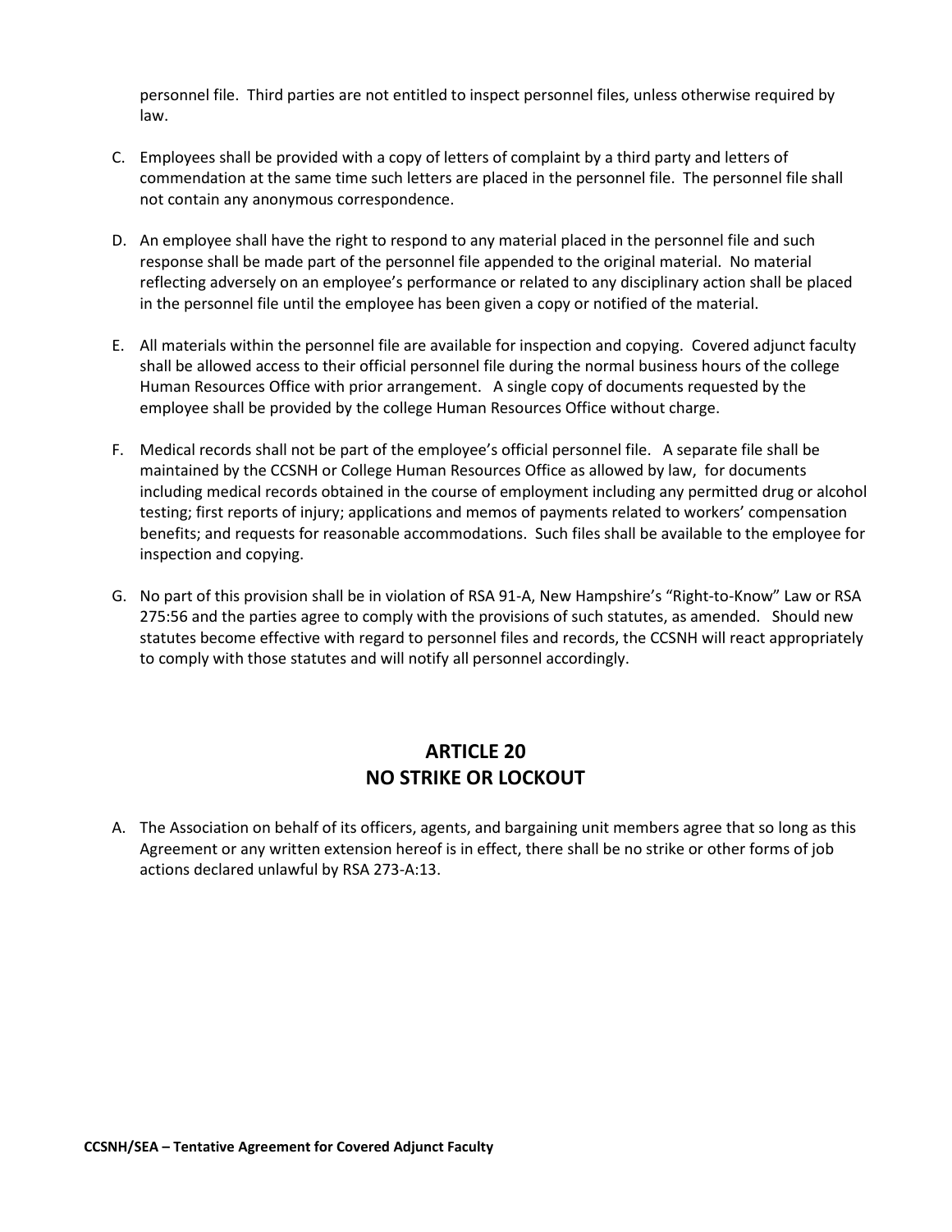personnel file. Third parties are not entitled to inspect personnel files, unless otherwise required by law.

C. Employees shall be provided with a copy of letters of complaint by a third party and letters of commendation at the same time such letters are placed in the personnel file. The personnel file shall not contain any anonymous correspondence.

D. An employee shall have the right to respond to any material placed in the personnel file and such response shall be made part of the personnel file appended to the original material. No material reflecting adversely on an employee's performance or related to any disciplinary action shall be placed in the personnel file until the employee has been given a copy or notified of the material.

E. All materials within the personnel file are available for inspection and copying. Covered adjunct faculty shall be allowed access to their official personnel file during the normal business hours of the college Human Resources Office with prior arrangement. A single copy of documents requested by the employee shall be provided by the college Human Resources Office without charge.

F. Medical records shall not be part of the employee's official personnel file. A separate file shall be maintained by the CCSNH or College Human Resources Office as allowed by law, for documents including medical records obtained in the course of employment including any permitted drug or alcohol testing; first reports of injury; applications and memos of payments related to workers' compensation benefits; and requests for reasonable accommodations. Such files shall be available to the employee for inspection and copying.

G. No part of this provision shall be in violation of RSA 91-A, New Hampshire's "Right-to-Know" Law or RSA 275:56 and the parties agree to comply with the provisions of such statutes, as amended. Should new statutes become effective with regard to personnel files and records, the CCSNH will react appropriately to comply with those statutes and will notify all personnel accordingly.

## ARTICLE 20
## NO STRIKE OR LOCKOUT

A. The Association on behalf of its officers, agents, and bargaining unit members agree that so long as this Agreement or any written extension hereof is in effect, there shall be no strike or other forms of job actions declared unlawful by RSA 273-A:13.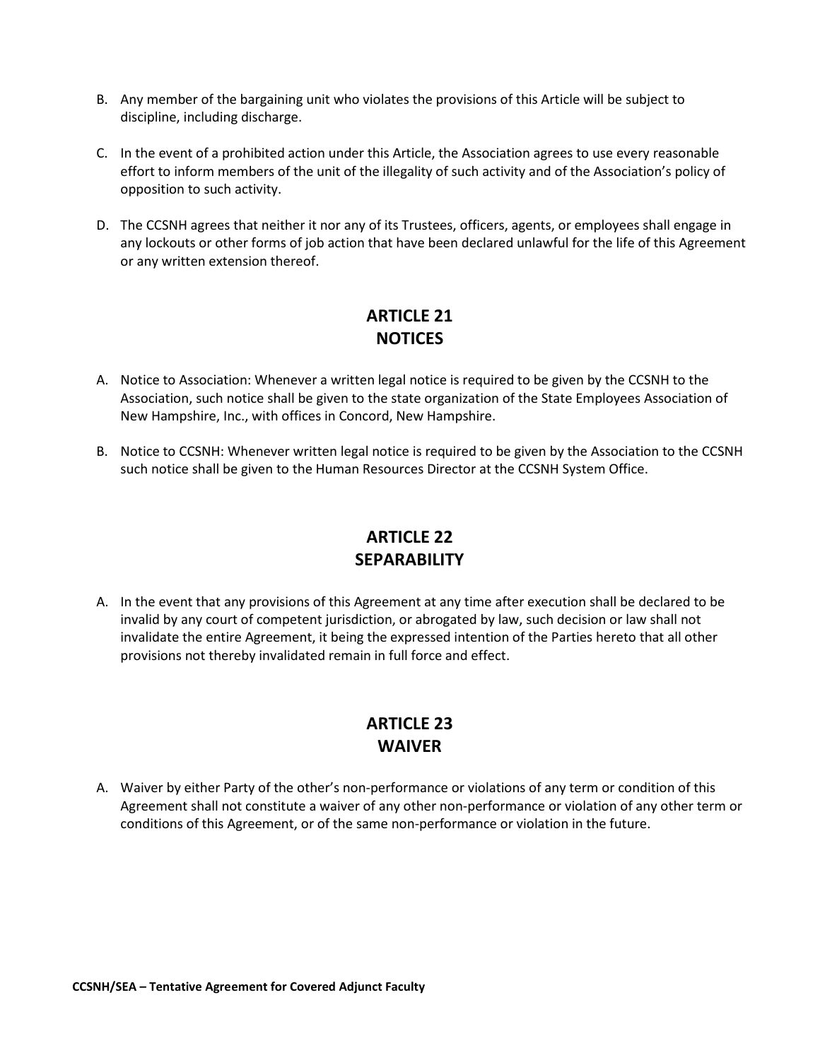B. Any member of the bargaining unit who violates the provisions of this Article will be subject to discipline, including discharge.

C. In the event of a prohibited action under this Article, the Association agrees to use every reasonable effort to inform members of the unit of the illegality of such activity and of the Association's policy of opposition to such activity.

D. The CCSNH agrees that neither it nor any of its Trustees, officers, agents, or employees shall engage in any lockouts or other forms of job action that have been declared unlawful for the life of this Agreement or any written extension thereof.

## ARTICLE 21
## NOTICES

A. Notice to Association: Whenever a written legal notice is required to be given by the CCSNH to the Association, such notice shall be given to the state organization of the State Employees Association of New Hampshire, Inc., with offices in Concord, New Hampshire.

B. Notice to CCSNH: Whenever written legal notice is required to be given by the Association to the CCSNH such notice shall be given to the Human Resources Director at the CCSNH System Office.

## ARTICLE 22
## SEPARABILITY

A. In the event that any provisions of this Agreement at any time after execution shall be declared to be invalid by any court of competent jurisdiction, or abrogated by law, such decision or law shall not invalidate the entire Agreement, it being the expressed intention of the Parties hereto that all other provisions not thereby invalidated remain in full force and effect.

## ARTICLE 23
## WAIVER

A. Waiver by either Party of the other's non-performance or violations of any term or condition of this Agreement shall not constitute a waiver of any other non-performance or violation of any other term or conditions of this Agreement, or of the same non-performance or violation in the future.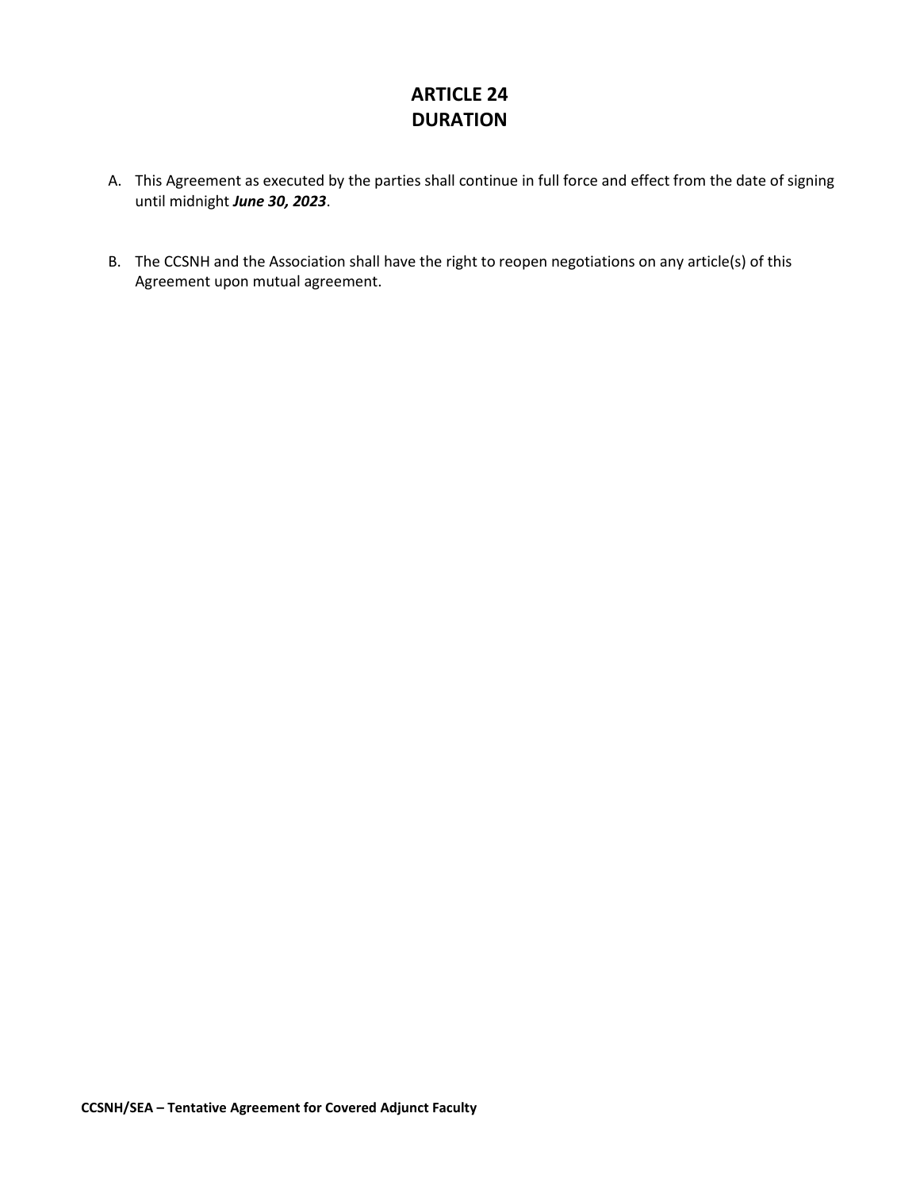# ARTICLE 24
# DURATION

A. This Agreement as executed by the parties shall continue in full force and effect from the date of signing until midnight ***June 30, 2023***.

B. The CCSNH and the Association shall have the right to reopen negotiations on any article(s) of this Agreement upon mutual agreement.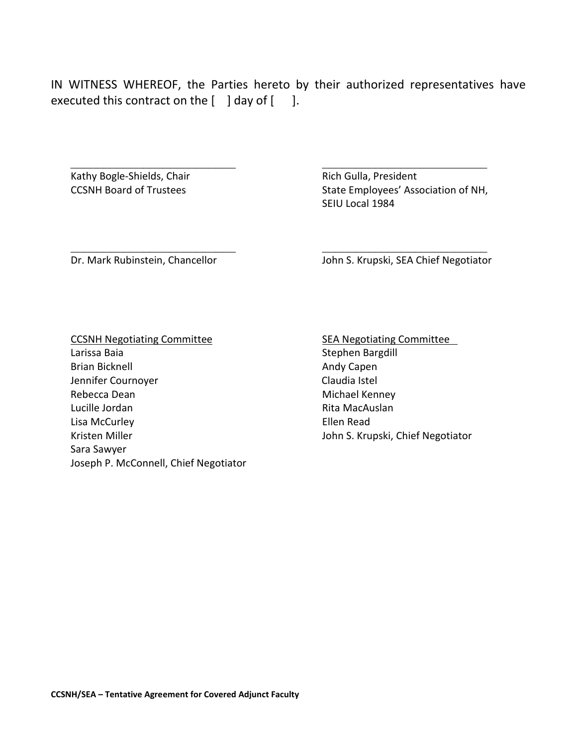IN WITNESS WHEREOF, the Parties hereto by their authorized representatives have executed this contract on the [ ] day of [ ].

\_\_\_\_\_\_\_\_\_\_\_\_\_\_\_\_\_\_\_\_\_\_\_\_\_\_\_\_\_\_
Kathy Bogle-Shields, Chair
CCSNH Board of Trustees

\_\_\_\_\_\_\_\_\_\_\_\_\_\_\_\_\_\_\_\_\_\_\_\_\_\_\_\_\_\_
Dr. Mark Rubinstein, Chancellor

\_\_\_\_\_\_\_\_\_\_\_\_\_\_\_\_\_\_\_\_\_\_\_\_\_\_\_\_\_\_
Rich Gulla, President
State Employees' Association of NH,
SEIU Local 1984

\_\_\_\_\_\_\_\_\_\_\_\_\_\_\_\_\_\_\_\_\_\_\_\_\_\_\_\_\_\_
John S. Krupski, SEA Chief Negotiator

CCSNH Negotiating Committee
Larissa Baia
Brian Bicknell
Jennifer Cournoyer
Rebecca Dean
Lucille Jordan
Lisa McCurley
Kristen Miller
Sara Sawyer
Joseph P. McConnell, Chief Negotiator

SEA Negotiating Committee
Stephen Bargdill
Andy Capen
Claudia Istel
Michael Kenney
Rita MacAuslan
Ellen Read
John S. Krupski, Chief Negotiator